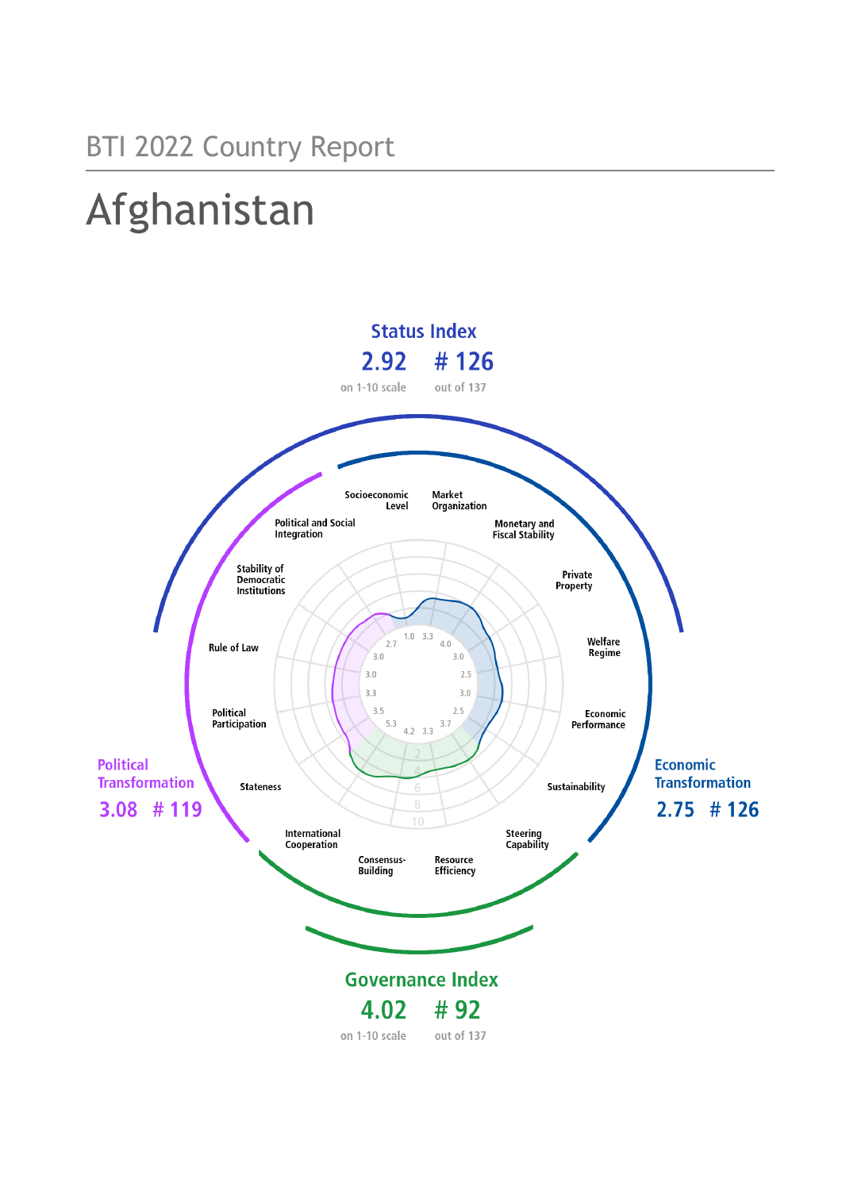BTI 2022 Country Report

# Afghanistan

**Status Index**
**2.92** on 1-10 scale
**# 126** out of 137

**Political Transformation**
**3.08 # 119**

**Economic Transformation**
**2.75 # 126**

**Governance Index**
**4.02** on 1-10 scale
**# 92** out of 137

| Criterion | Score |
| --- | --- |
| Stateness | 5.3 |
| Political Participation | 3.5 |
| Rule of Law | 3.3 |
| Stability of Democratic Institutions | 3.0 |
| Political and Social Integration | 3.0 |
| Socioeconomic Level | 1.0 |
| Market Organization | 3.3 |
| Monetary and Fiscal Stability | 4.0 |
| Private Property | 3.0 |
| Welfare Regime | 2.5 |
| Economic Performance | 3.0 |
| Sustainability | 2.5 |
| Steering Capability | 3.7 |
| Resource Efficiency | 3.3 |
| Consensus-Building | 4.2 |
| International Cooperation | 2.7 |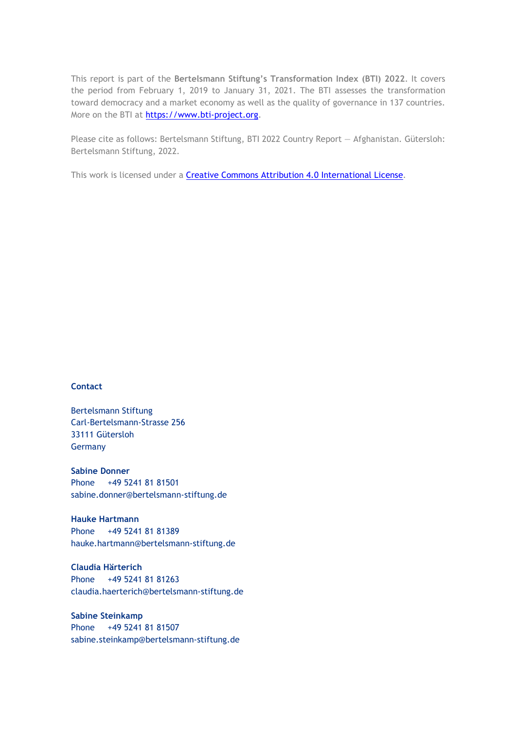This report is part of the **Bertelsmann Stiftung's Transformation Index (BTI) 2022**. It covers the period from February 1, 2019 to January 31, 2021. The BTI assesses the transformation toward democracy and a market economy as well as the quality of governance in 137 countries. More on the BTI at [https://www.bti-project.org](https://www.bti-project.org).

Please cite as follows: Bertelsmann Stiftung, BTI 2022 Country Report — Afghanistan. Gütersloh: Bertelsmann Stiftung, 2022.

This work is licensed under a [Creative Commons Attribution 4.0 International License](https://creativecommons.org/licenses/by/4.0/).

**Contact**

Bertelsmann Stiftung
Carl-Bertelsmann-Strasse 256
33111 Gütersloh
Germany

**Sabine Donner**
Phone +49 5241 81 81501
sabine.donner@bertelsmann-stiftung.de

**Hauke Hartmann**
Phone +49 5241 81 81389
hauke.hartmann@bertelsmann-stiftung.de

**Claudia Härterich**
Phone +49 5241 81 81263
claudia.haerterich@bertelsmann-stiftung.de

**Sabine Steinkamp**
Phone +49 5241 81 81507
sabine.steinkamp@bertelsmann-stiftung.de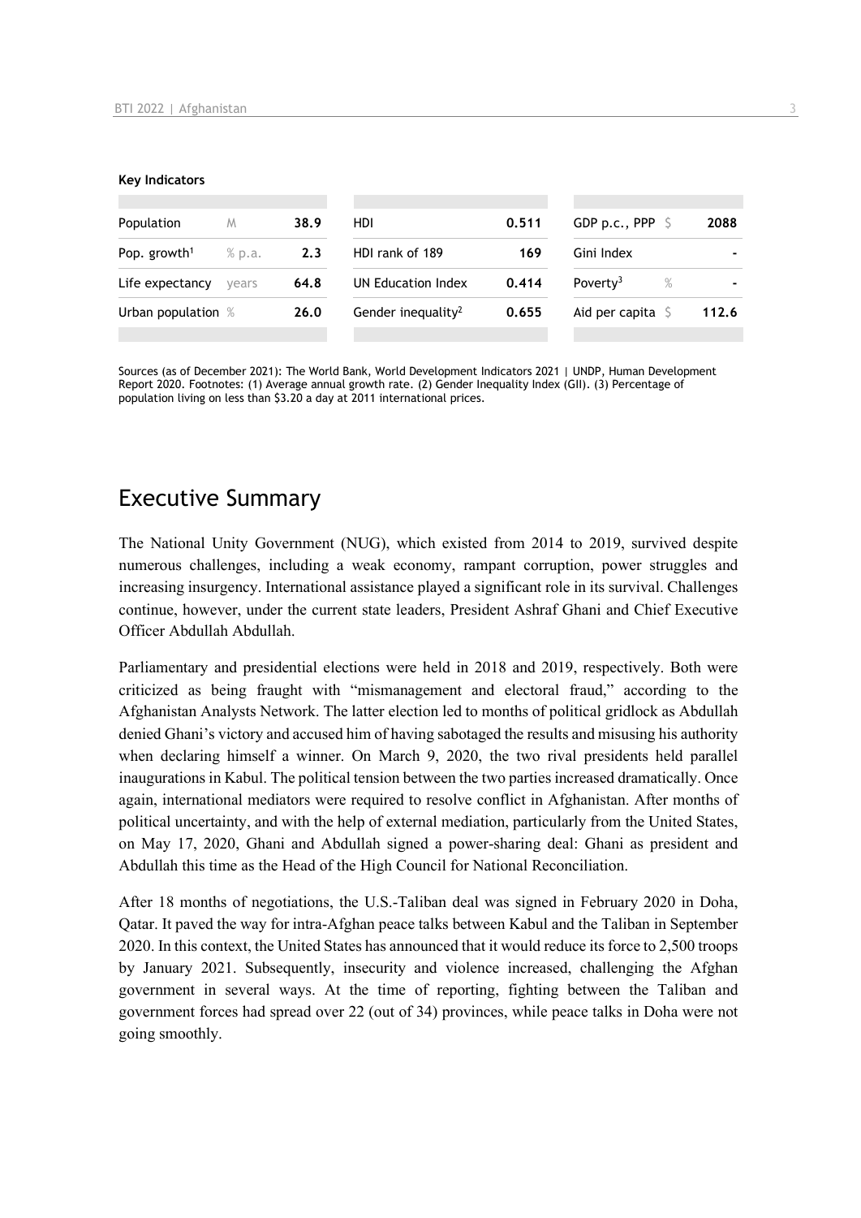**Key Indicators**

| Population | M | 38.9 | HDI | 0.511 | GDP p.c., PPP | $ | 2088 |
|---|---|---|---|---|---|---|---|
| Pop. growth[1] | % p.a. | 2.3 | HDI rank of 189 | 169 | Gini Index | | - |
| Life expectancy | years | 64.8 | UN Education Index | 0.414 | Poverty[3] | % | - |
| Urban population | % | 26.0 | Gender inequality[2] | 0.655 | Aid per capita | $ | 112.6 |

Sources (as of December 2021): The World Bank, World Development Indicators 2021 | UNDP, Human Development Report 2020. Footnotes: (1) Average annual growth rate. (2) Gender Inequality Index (GII). (3) Percentage of population living on less than $3.20 a day at 2011 international prices.

## Executive Summary

The National Unity Government (NUG), which existed from 2014 to 2019, survived despite numerous challenges, including a weak economy, rampant corruption, power struggles and increasing insurgency. International assistance played a significant role in its survival. Challenges continue, however, under the current state leaders, President Ashraf Ghani and Chief Executive Officer Abdullah Abdullah.

Parliamentary and presidential elections were held in 2018 and 2019, respectively. Both were criticized as being fraught with "mismanagement and electoral fraud," according to the Afghanistan Analysts Network. The latter election led to months of political gridlock as Abdullah denied Ghani's victory and accused him of having sabotaged the results and misusing his authority when declaring himself a winner. On March 9, 2020, the two rival presidents held parallel inaugurations in Kabul. The political tension between the two parties increased dramatically. Once again, international mediators were required to resolve conflict in Afghanistan. After months of political uncertainty, and with the help of external mediation, particularly from the United States, on May 17, 2020, Ghani and Abdullah signed a power-sharing deal: Ghani as president and Abdullah this time as the Head of the High Council for National Reconciliation.

After 18 months of negotiations, the U.S.-Taliban deal was signed in February 2020 in Doha, Qatar. It paved the way for intra-Afghan peace talks between Kabul and the Taliban in September 2020. In this context, the United States has announced that it would reduce its force to 2,500 troops by January 2021. Subsequently, insecurity and violence increased, challenging the Afghan government in several ways. At the time of reporting, fighting between the Taliban and government forces had spread over 22 (out of 34) provinces, while peace talks in Doha were not going smoothly.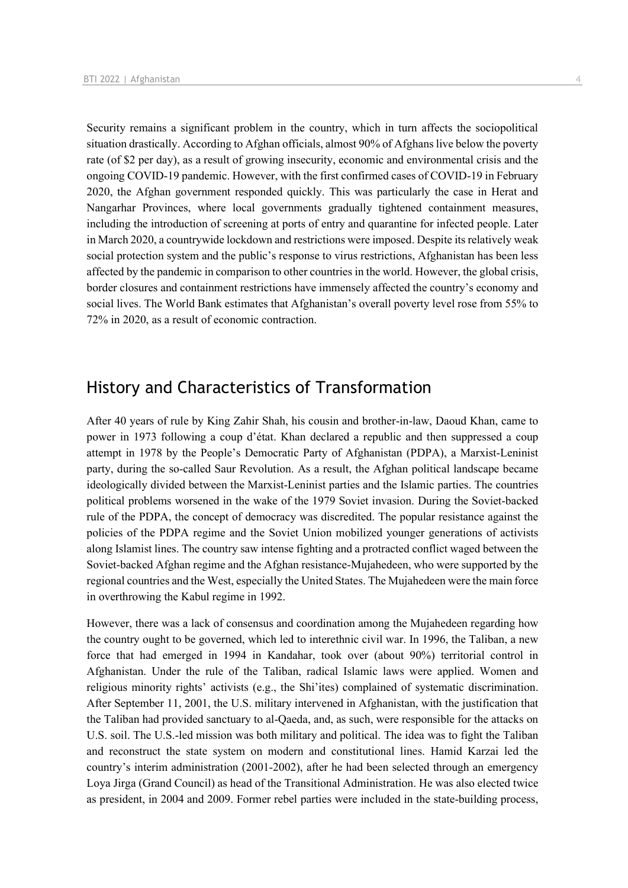Security remains a significant problem in the country, which in turn affects the sociopolitical situation drastically. According to Afghan officials, almost 90% of Afghans live below the poverty rate (of $2 per day), as a result of growing insecurity, economic and environmental crisis and the ongoing COVID-19 pandemic. However, with the first confirmed cases of COVID-19 in February 2020, the Afghan government responded quickly. This was particularly the case in Herat and Nangarhar Provinces, where local governments gradually tightened containment measures, including the introduction of screening at ports of entry and quarantine for infected people. Later in March 2020, a countrywide lockdown and restrictions were imposed. Despite its relatively weak social protection system and the public's response to virus restrictions, Afghanistan has been less affected by the pandemic in comparison to other countries in the world. However, the global crisis, border closures and containment restrictions have immensely affected the country's economy and social lives. The World Bank estimates that Afghanistan's overall poverty level rose from 55% to 72% in 2020, as a result of economic contraction.

## History and Characteristics of Transformation

After 40 years of rule by King Zahir Shah, his cousin and brother-in-law, Daoud Khan, came to power in 1973 following a coup d'état. Khan declared a republic and then suppressed a coup attempt in 1978 by the People's Democratic Party of Afghanistan (PDPA), a Marxist-Leninist party, during the so-called Saur Revolution. As a result, the Afghan political landscape became ideologically divided between the Marxist-Leninist parties and the Islamic parties. The countries political problems worsened in the wake of the 1979 Soviet invasion. During the Soviet-backed rule of the PDPA, the concept of democracy was discredited. The popular resistance against the policies of the PDPA regime and the Soviet Union mobilized younger generations of activists along Islamist lines. The country saw intense fighting and a protracted conflict waged between the Soviet-backed Afghan regime and the Afghan resistance-Mujahedeen, who were supported by the regional countries and the West, especially the United States. The Mujahedeen were the main force in overthrowing the Kabul regime in 1992.

However, there was a lack of consensus and coordination among the Mujahedeen regarding how the country ought to be governed, which led to interethnic civil war. In 1996, the Taliban, a new force that had emerged in 1994 in Kandahar, took over (about 90%) territorial control in Afghanistan. Under the rule of the Taliban, radical Islamic laws were applied. Women and religious minority rights' activists (e.g., the Shi'ites) complained of systematic discrimination. After September 11, 2001, the U.S. military intervened in Afghanistan, with the justification that the Taliban had provided sanctuary to al-Qaeda, and, as such, were responsible for the attacks on U.S. soil. The U.S.-led mission was both military and political. The idea was to fight the Taliban and reconstruct the state system on modern and constitutional lines. Hamid Karzai led the country's interim administration (2001-2002), after he had been selected through an emergency Loya Jirga (Grand Council) as head of the Transitional Administration. He was also elected twice as president, in 2004 and 2009. Former rebel parties were included in the state-building process,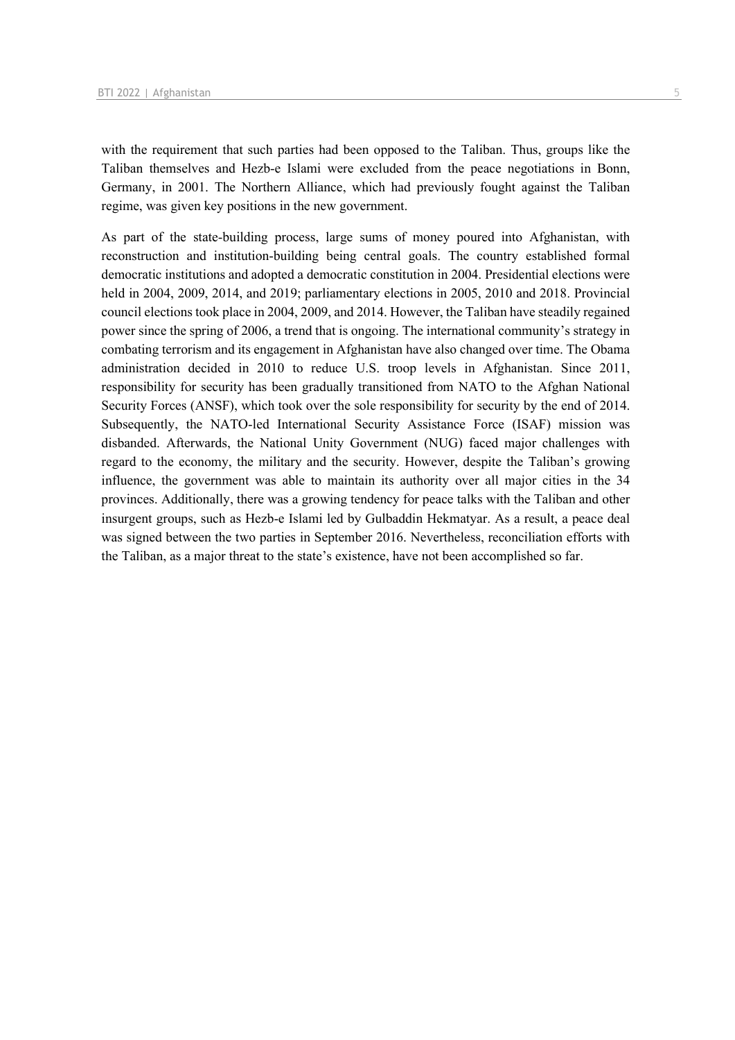with the requirement that such parties had been opposed to the Taliban. Thus, groups like the Taliban themselves and Hezb-e Islami were excluded from the peace negotiations in Bonn, Germany, in 2001. The Northern Alliance, which had previously fought against the Taliban regime, was given key positions in the new government.

As part of the state-building process, large sums of money poured into Afghanistan, with reconstruction and institution-building being central goals. The country established formal democratic institutions and adopted a democratic constitution in 2004. Presidential elections were held in 2004, 2009, 2014, and 2019; parliamentary elections in 2005, 2010 and 2018. Provincial council elections took place in 2004, 2009, and 2014. However, the Taliban have steadily regained power since the spring of 2006, a trend that is ongoing. The international community's strategy in combating terrorism and its engagement in Afghanistan have also changed over time. The Obama administration decided in 2010 to reduce U.S. troop levels in Afghanistan. Since 2011, responsibility for security has been gradually transitioned from NATO to the Afghan National Security Forces (ANSF), which took over the sole responsibility for security by the end of 2014. Subsequently, the NATO-led International Security Assistance Force (ISAF) mission was disbanded. Afterwards, the National Unity Government (NUG) faced major challenges with regard to the economy, the military and the security. However, despite the Taliban's growing influence, the government was able to maintain its authority over all major cities in the 34 provinces. Additionally, there was a growing tendency for peace talks with the Taliban and other insurgent groups, such as Hezb-e Islami led by Gulbaddin Hekmatyar. As a result, a peace deal was signed between the two parties in September 2016. Nevertheless, reconciliation efforts with the Taliban, as a major threat to the state's existence, have not been accomplished so far.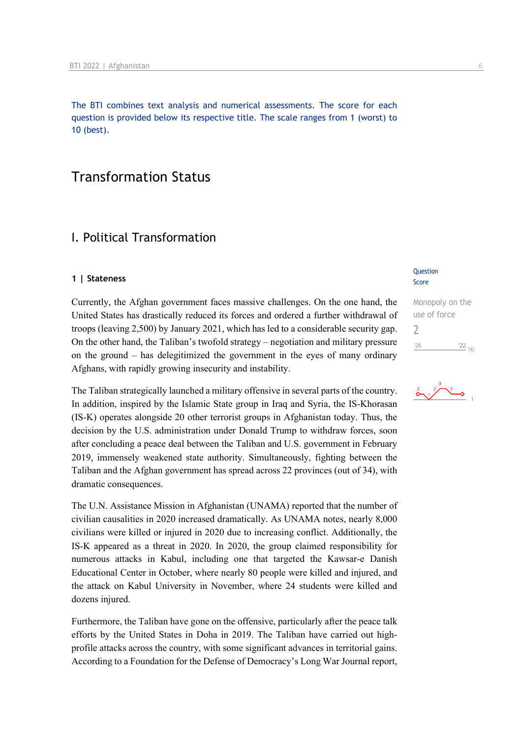The BTI combines text analysis and numerical assessments. The score for each question is provided below its respective title. The scale ranges from 1 (worst) to 10 (best).

# Transformation Status

## I. Political Transformation

### 1 | Stateness

Question Score

Monopoly on the use of force

2

Currently, the Afghan government faces massive challenges. On the one hand, the United States has drastically reduced its forces and ordered a further withdrawal of troops (leaving 2,500) by January 2021, which has led to a considerable security gap. On the other hand, the Taliban's twofold strategy – negotiation and military pressure on the ground – has delegitimized the government in the eyes of many ordinary Afghans, with rapidly growing insecurity and instability.

The Taliban strategically launched a military offensive in several parts of the country. In addition, inspired by the Islamic State group in Iraq and Syria, the IS-Khorasan (IS-K) operates alongside 20 other terrorist groups in Afghanistan today. Thus, the decision by the U.S. administration under Donald Trump to withdraw forces, soon after concluding a peace deal between the Taliban and U.S. government in February 2019, immensely weakened state authority. Simultaneously, fighting between the Taliban and the Afghan government has spread across 22 provinces (out of 34), with dramatic consequences.

The U.N. Assistance Mission in Afghanistan (UNAMA) reported that the number of civilian causalities in 2020 increased dramatically. As UNAMA notes, nearly 8,000 civilians were killed or injured in 2020 due to increasing conflict. Additionally, the IS-K appeared as a threat in 2020. In 2020, the group claimed responsibility for numerous attacks in Kabul, including one that targeted the Kawsar-e Danish Educational Center in October, where nearly 80 people were killed and injured, and the attack on Kabul University in November, where 24 students were killed and dozens injured.

Furthermore, the Taliban have gone on the offensive, particularly after the peace talk efforts by the United States in Doha in 2019. The Taliban have carried out high-profile attacks across the country, with some significant advances in territorial gains. According to a Foundation for the Defense of Democracy's Long War Journal report,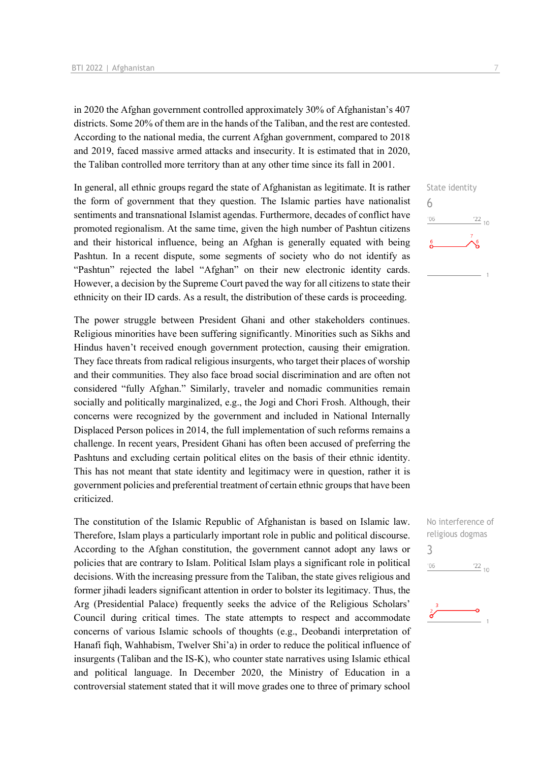in 2020 the Afghan government controlled approximately 30% of Afghanistan's 407 districts. Some 20% of them are in the hands of the Taliban, and the rest are contested. According to the national media, the current Afghan government, compared to 2018 and 2019, faced massive armed attacks and insecurity. It is estimated that in 2020, the Taliban controlled more territory than at any other time since its fall in 2001.

State identity
6

In general, all ethnic groups regard the state of Afghanistan as legitimate. It is rather the form of government that they question. The Islamic parties have nationalist sentiments and transnational Islamist agendas. Furthermore, decades of conflict have promoted regionalism. At the same time, given the high number of Pashtun citizens and their historical influence, being an Afghan is generally equated with being Pashtun. In a recent dispute, some segments of society who do not identify as "Pashtun" rejected the label "Afghan" on their new electronic identity cards. However, a decision by the Supreme Court paved the way for all citizens to state their ethnicity on their ID cards. As a result, the distribution of these cards is proceeding.

The power struggle between President Ghani and other stakeholders continues. Religious minorities have been suffering significantly. Minorities such as Sikhs and Hindus haven't received enough government protection, causing their emigration. They face threats from radical religious insurgents, who target their places of worship and their communities. They also face broad social discrimination and are often not considered "fully Afghan." Similarly, traveler and nomadic communities remain socially and politically marginalized, e.g., the Jogi and Chori Frosh. Although, their concerns were recognized by the government and included in National Internally Displaced Person polices in 2014, the full implementation of such reforms remains a challenge. In recent years, President Ghani has often been accused of preferring the Pashtuns and excluding certain political elites on the basis of their ethnic identity. This has not meant that state identity and legitimacy were in question, rather it is government policies and preferential treatment of certain ethnic groups that have been criticized.

No interference of religious dogmas
3

The constitution of the Islamic Republic of Afghanistan is based on Islamic law. Therefore, Islam plays a particularly important role in public and political discourse. According to the Afghan constitution, the government cannot adopt any laws or policies that are contrary to Islam. Political Islam plays a significant role in political decisions. With the increasing pressure from the Taliban, the state gives religious and former jihadi leaders significant attention in order to bolster its legitimacy. Thus, the Arg (Presidential Palace) frequently seeks the advice of the Religious Scholars' Council during critical times. The state attempts to respect and accommodate concerns of various Islamic schools of thoughts (e.g., Deobandi interpretation of Hanafi fiqh, Wahhabism, Twelver Shi'a) in order to reduce the political influence of insurgents (Taliban and the IS-K), who counter state narratives using Islamic ethical and political language. In December 2020, the Ministry of Education in a controversial statement stated that it will move grades one to three of primary school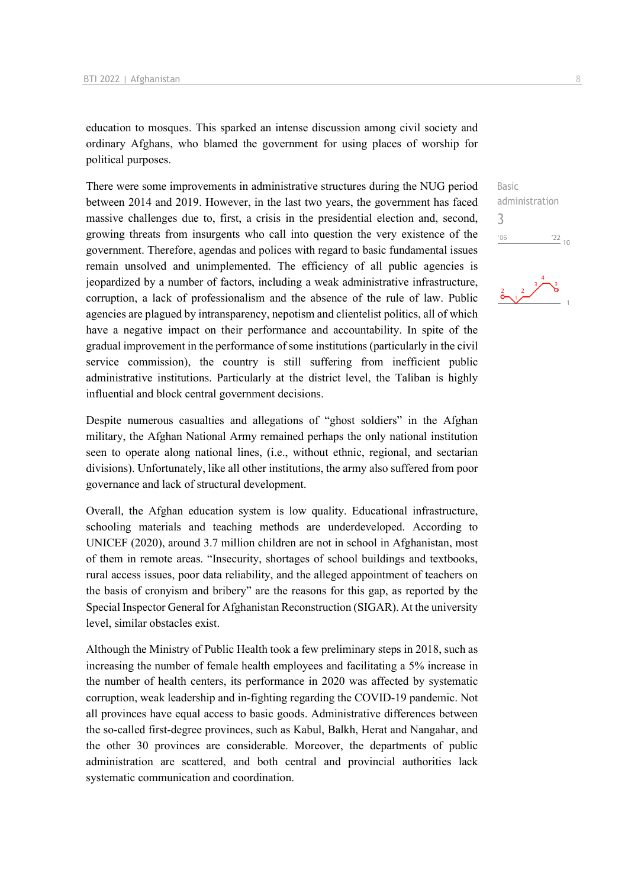education to mosques. This sparked an intense discussion among civil society and ordinary Afghans, who blamed the government for using places of worship for political purposes.

There were some improvements in administrative structures during the NUG period between 2014 and 2019. However, in the last two years, the government has faced massive challenges due to, first, a crisis in the presidential election and, second, growing threats from insurgents who call into question the very existence of the government. Therefore, agendas and polices with regard to basic fundamental issues remain unsolved and unimplemented. The efficiency of all public agencies is jeopardized by a number of factors, including a weak administrative infrastructure, corruption, a lack of professionalism and the absence of the rule of law. Public agencies are plagued by intransparency, nepotism and clientelist politics, all of which have a negative impact on their performance and accountability. In spite of the gradual improvement in the performance of some institutions (particularly in the civil service commission), the country is still suffering from inefficient public administrative institutions. Particularly at the district level, the Taliban is highly influential and block central government decisions.

Basic administration
3

Despite numerous casualties and allegations of "ghost soldiers" in the Afghan military, the Afghan National Army remained perhaps the only national institution seen to operate along national lines, (i.e., without ethnic, regional, and sectarian divisions). Unfortunately, like all other institutions, the army also suffered from poor governance and lack of structural development.

Overall, the Afghan education system is low quality. Educational infrastructure, schooling materials and teaching methods are underdeveloped. According to UNICEF (2020), around 3.7 million children are not in school in Afghanistan, most of them in remote areas. "Insecurity, shortages of school buildings and textbooks, rural access issues, poor data reliability, and the alleged appointment of teachers on the basis of cronyism and bribery" are the reasons for this gap, as reported by the Special Inspector General for Afghanistan Reconstruction (SIGAR). At the university level, similar obstacles exist.

Although the Ministry of Public Health took a few preliminary steps in 2018, such as increasing the number of female health employees and facilitating a 5% increase in the number of health centers, its performance in 2020 was affected by systematic corruption, weak leadership and in-fighting regarding the COVID-19 pandemic. Not all provinces have equal access to basic goods. Administrative differences between the so-called first-degree provinces, such as Kabul, Balkh, Herat and Nangahar, and the other 30 provinces are considerable. Moreover, the departments of public administration are scattered, and both central and provincial authorities lack systematic communication and coordination.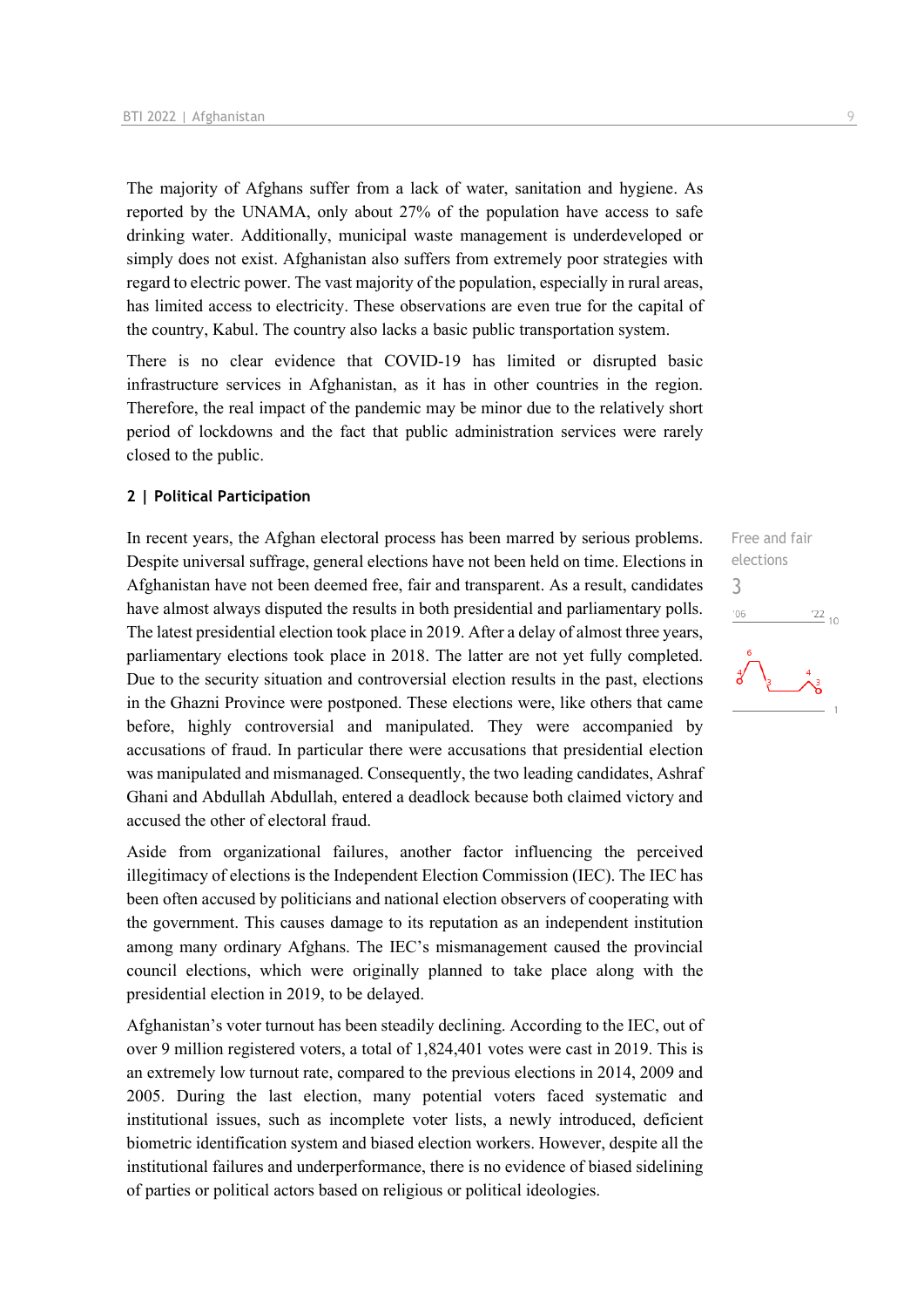The majority of Afghans suffer from a lack of water, sanitation and hygiene. As reported by the UNAMA, only about 27% of the population have access to safe drinking water. Additionally, municipal waste management is underdeveloped or simply does not exist. Afghanistan also suffers from extremely poor strategies with regard to electric power. The vast majority of the population, especially in rural areas, has limited access to electricity. These observations are even true for the capital of the country, Kabul. The country also lacks a basic public transportation system.

There is no clear evidence that COVID-19 has limited or disrupted basic infrastructure services in Afghanistan, as it has in other countries in the region. Therefore, the real impact of the pandemic may be minor due to the relatively short period of lockdowns and the fact that public administration services were rarely closed to the public.

## 2 | Political Participation

Free and fair elections
3

In recent years, the Afghan electoral process has been marred by serious problems. Despite universal suffrage, general elections have not been held on time. Elections in Afghanistan have not been deemed free, fair and transparent. As a result, candidates have almost always disputed the results in both presidential and parliamentary polls. The latest presidential election took place in 2019. After a delay of almost three years, parliamentary elections took place in 2018. The latter are not yet fully completed. Due to the security situation and controversial election results in the past, elections in the Ghazni Province were postponed. These elections were, like others that came before, highly controversial and manipulated. They were accompanied by accusations of fraud. In particular there were accusations that presidential election was manipulated and mismanaged. Consequently, the two leading candidates, Ashraf Ghani and Abdullah Abdullah, entered a deadlock because both claimed victory and accused the other of electoral fraud.

Aside from organizational failures, another factor influencing the perceived illegitimacy of elections is the Independent Election Commission (IEC). The IEC has been often accused by politicians and national election observers of cooperating with the government. This causes damage to its reputation as an independent institution among many ordinary Afghans. The IEC's mismanagement caused the provincial council elections, which were originally planned to take place along with the presidential election in 2019, to be delayed.

Afghanistan's voter turnout has been steadily declining. According to the IEC, out of over 9 million registered voters, a total of 1,824,401 votes were cast in 2019. This is an extremely low turnout rate, compared to the previous elections in 2014, 2009 and 2005. During the last election, many potential voters faced systematic and institutional issues, such as incomplete voter lists, a newly introduced, deficient biometric identification system and biased election workers. However, despite all the institutional failures and underperformance, there is no evidence of biased sidelining of parties or political actors based on religious or political ideologies.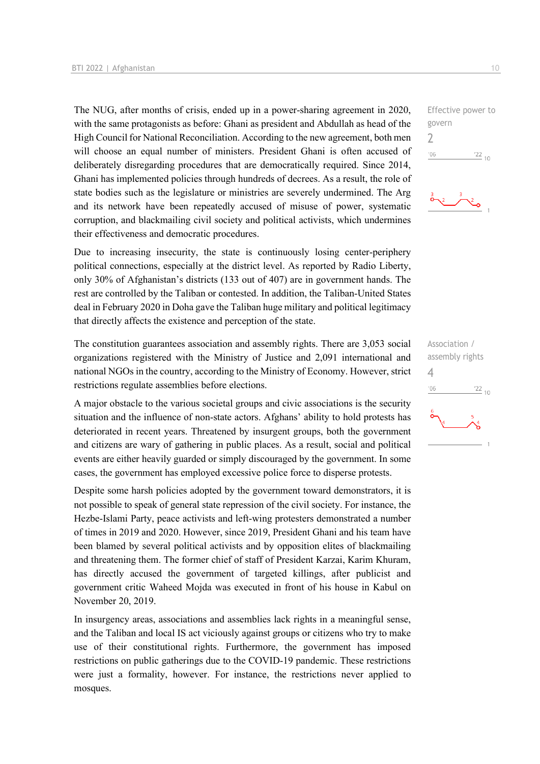The NUG, after months of crisis, ended up in a power-sharing agreement in 2020, with the same protagonists as before: Ghani as president and Abdullah as head of the High Council for National Reconciliation. According to the new agreement, both men will choose an equal number of ministers. President Ghani is often accused of deliberately disregarding procedures that are democratically required. Since 2014, Ghani has implemented policies through hundreds of decrees. As a result, the role of state bodies such as the legislature or ministries are severely undermined. The Arg and its network have been repeatedly accused of misuse of power, systematic corruption, and blackmailing civil society and political activists, which undermines their effectiveness and democratic procedures.

Effective power to govern
2

Due to increasing insecurity, the state is continuously losing center-periphery political connections, especially at the district level. As reported by Radio Liberty, only 30% of Afghanistan's districts (133 out of 407) are in government hands. The rest are controlled by the Taliban or contested. In addition, the Taliban-United States deal in February 2020 in Doha gave the Taliban huge military and political legitimacy that directly affects the existence and perception of the state.

The constitution guarantees association and assembly rights. There are 3,053 social organizations registered with the Ministry of Justice and 2,091 international and national NGOs in the country, according to the Ministry of Economy. However, strict restrictions regulate assemblies before elections.

Association / assembly rights
4

A major obstacle to the various societal groups and civic associations is the security situation and the influence of non-state actors. Afghans' ability to hold protests has deteriorated in recent years. Threatened by insurgent groups, both the government and citizens are wary of gathering in public places. As a result, social and political events are either heavily guarded or simply discouraged by the government. In some cases, the government has employed excessive police force to disperse protests.

Despite some harsh policies adopted by the government toward demonstrators, it is not possible to speak of general state repression of the civil society. For instance, the Hezbe-Islami Party, peace activists and left-wing protesters demonstrated a number of times in 2019 and 2020. However, since 2019, President Ghani and his team have been blamed by several political activists and by opposition elites of blackmailing and threatening them. The former chief of staff of President Karzai, Karim Khuram, has directly accused the government of targeted killings, after publicist and government critic Waheed Mojda was executed in front of his house in Kabul on November 20, 2019.

In insurgency areas, associations and assemblies lack rights in a meaningful sense, and the Taliban and local IS act viciously against groups or citizens who try to make use of their constitutional rights. Furthermore, the government has imposed restrictions on public gatherings due to the COVID-19 pandemic. These restrictions were just a formality, however. For instance, the restrictions never applied to mosques.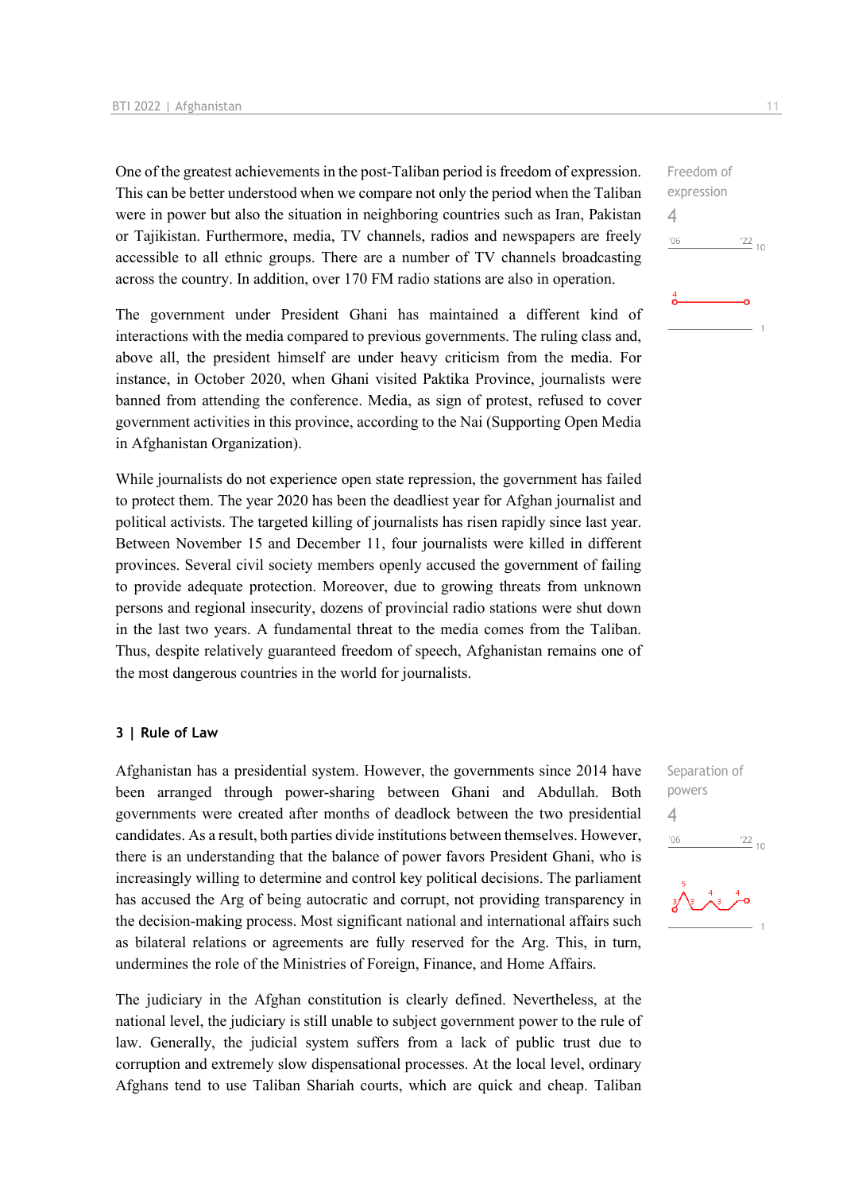One of the greatest achievements in the post-Taliban period is freedom of expression. This can be better understood when we compare not only the period when the Taliban were in power but also the situation in neighboring countries such as Iran, Pakistan or Tajikistan. Furthermore, media, TV channels, radios and newspapers are freely accessible to all ethnic groups. There are a number of TV channels broadcasting across the country. In addition, over 170 FM radio stations are also in operation.

Freedom of expression
4

The government under President Ghani has maintained a different kind of interactions with the media compared to previous governments. The ruling class and, above all, the president himself are under heavy criticism from the media. For instance, in October 2020, when Ghani visited Paktika Province, journalists were banned from attending the conference. Media, as sign of protest, refused to cover government activities in this province, according to the Nai (Supporting Open Media in Afghanistan Organization).

While journalists do not experience open state repression, the government has failed to protect them. The year 2020 has been the deadliest year for Afghan journalist and political activists. The targeted killing of journalists has risen rapidly since last year. Between November 15 and December 11, four journalists were killed in different provinces. Several civil society members openly accused the government of failing to provide adequate protection. Moreover, due to growing threats from unknown persons and regional insecurity, dozens of provincial radio stations were shut down in the last two years. A fundamental threat to the media comes from the Taliban. Thus, despite relatively guaranteed freedom of speech, Afghanistan remains one of the most dangerous countries in the world for journalists.

### 3 | Rule of Law

Afghanistan has a presidential system. However, the governments since 2014 have been arranged through power-sharing between Ghani and Abdullah. Both governments were created after months of deadlock between the two presidential candidates. As a result, both parties divide institutions between themselves. However, there is an understanding that the balance of power favors President Ghani, who is increasingly willing to determine and control key political decisions. The parliament has accused the Arg of being autocratic and corrupt, not providing transparency in the decision-making process. Most significant national and international affairs such as bilateral relations or agreements are fully reserved for the Arg. This, in turn, undermines the role of the Ministries of Foreign, Finance, and Home Affairs.

Separation of powers
4

The judiciary in the Afghan constitution is clearly defined. Nevertheless, at the national level, the judiciary is still unable to subject government power to the rule of law. Generally, the judicial system suffers from a lack of public trust due to corruption and extremely slow dispensational processes. At the local level, ordinary Afghans tend to use Taliban Shariah courts, which are quick and cheap. Taliban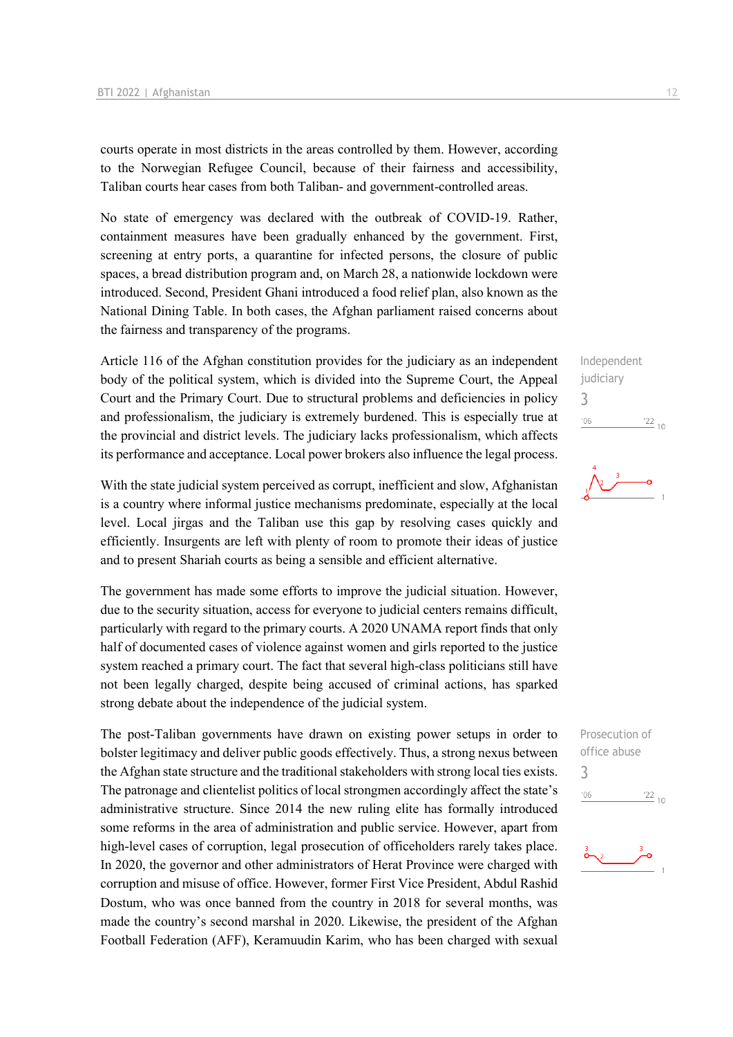courts operate in most districts in the areas controlled by them. However, according to the Norwegian Refugee Council, because of their fairness and accessibility, Taliban courts hear cases from both Taliban- and government-controlled areas.

No state of emergency was declared with the outbreak of COVID-19. Rather, containment measures have been gradually enhanced by the government. First, screening at entry ports, a quarantine for infected persons, the closure of public spaces, a bread distribution program and, on March 28, a nationwide lockdown were introduced. Second, President Ghani introduced a food relief plan, also known as the National Dining Table. In both cases, the Afghan parliament raised concerns about the fairness and transparency of the programs.

Independent judiciary
3

Article 116 of the Afghan constitution provides for the judiciary as an independent body of the political system, which is divided into the Supreme Court, the Appeal Court and the Primary Court. Due to structural problems and deficiencies in policy and professionalism, the judiciary is extremely burdened. This is especially true at the provincial and district levels. The judiciary lacks professionalism, which affects its performance and acceptance. Local power brokers also influence the legal process.

With the state judicial system perceived as corrupt, inefficient and slow, Afghanistan is a country where informal justice mechanisms predominate, especially at the local level. Local jirgas and the Taliban use this gap by resolving cases quickly and efficiently. Insurgents are left with plenty of room to promote their ideas of justice and to present Shariah courts as being a sensible and efficient alternative.

The government has made some efforts to improve the judicial situation. However, due to the security situation, access for everyone to judicial centers remains difficult, particularly with regard to the primary courts. A 2020 UNAMA report finds that only half of documented cases of violence against women and girls reported to the justice system reached a primary court. The fact that several high-class politicians still have not been legally charged, despite being accused of criminal actions, has sparked strong debate about the independence of the judicial system.

Prosecution of office abuse
3

The post-Taliban governments have drawn on existing power setups in order to bolster legitimacy and deliver public goods effectively. Thus, a strong nexus between the Afghan state structure and the traditional stakeholders with strong local ties exists. The patronage and clientelist politics of local strongmen accordingly affect the state's administrative structure. Since 2014 the new ruling elite has formally introduced some reforms in the area of administration and public service. However, apart from high-level cases of corruption, legal prosecution of officeholders rarely takes place. In 2020, the governor and other administrators of Herat Province were charged with corruption and misuse of office. However, former First Vice President, Abdul Rashid Dostum, who was once banned from the country in 2018 for several months, was made the country's second marshal in 2020. Likewise, the president of the Afghan Football Federation (AFF), Keramuudin Karim, who has been charged with sexual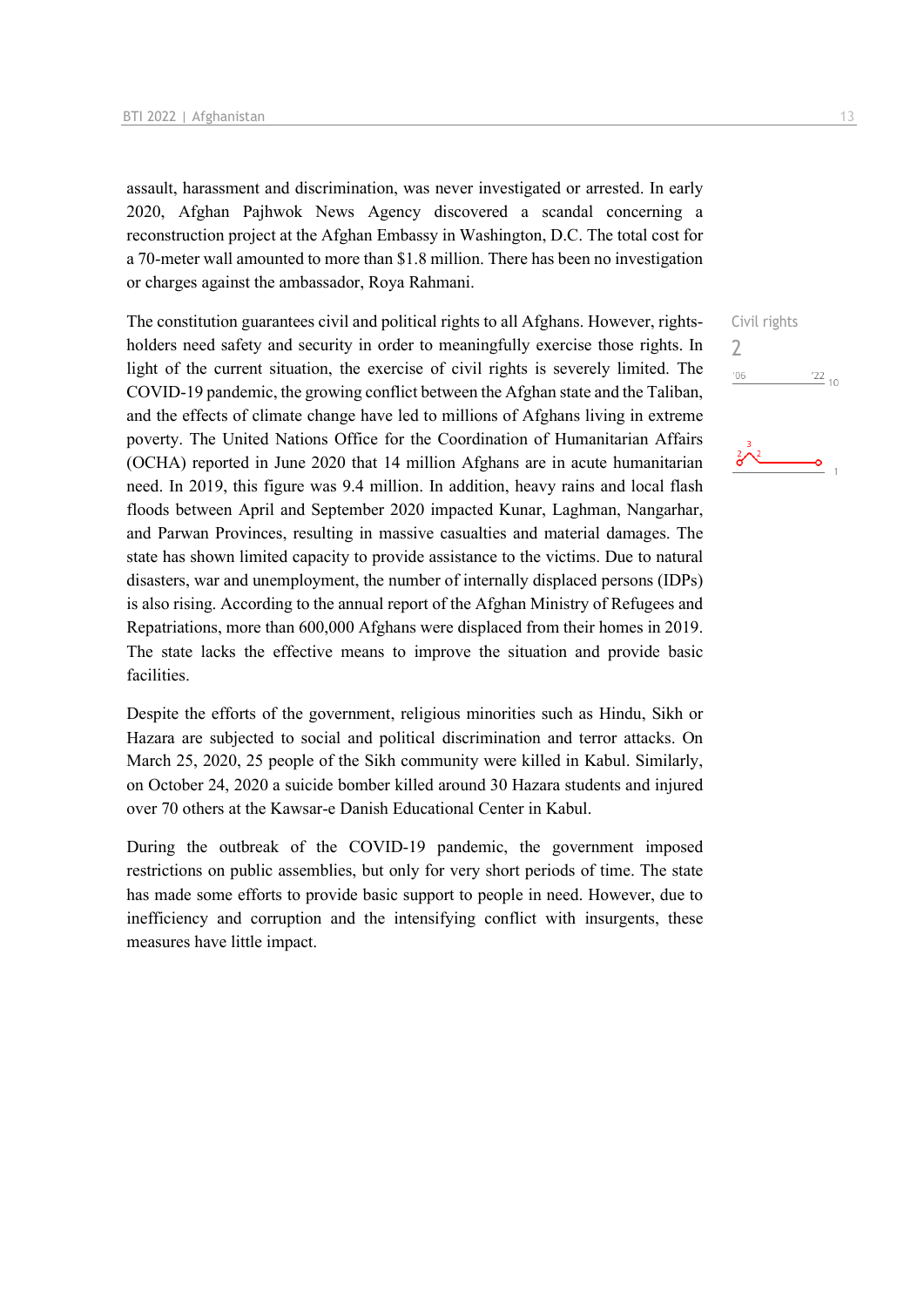assault, harassment and discrimination, was never investigated or arrested. In early 2020, Afghan Pajhwok News Agency discovered a scandal concerning a reconstruction project at the Afghan Embassy in Washington, D.C. The total cost for a 70-meter wall amounted to more than $1.8 million. There has been no investigation or charges against the ambassador, Roya Rahmani.

Civil rights
2

The constitution guarantees civil and political rights to all Afghans. However, rights-holders need safety and security in order to meaningfully exercise those rights. In light of the current situation, the exercise of civil rights is severely limited. The COVID-19 pandemic, the growing conflict between the Afghan state and the Taliban, and the effects of climate change have led to millions of Afghans living in extreme poverty. The United Nations Office for the Coordination of Humanitarian Affairs (OCHA) reported in June 2020 that 14 million Afghans are in acute humanitarian need. In 2019, this figure was 9.4 million. In addition, heavy rains and local flash floods between April and September 2020 impacted Kunar, Laghman, Nangarhar, and Parwan Provinces, resulting in massive casualties and material damages. The state has shown limited capacity to provide assistance to the victims. Due to natural disasters, war and unemployment, the number of internally displaced persons (IDPs) is also rising. According to the annual report of the Afghan Ministry of Refugees and Repatriations, more than 600,000 Afghans were displaced from their homes in 2019. The state lacks the effective means to improve the situation and provide basic facilities.

Despite the efforts of the government, religious minorities such as Hindu, Sikh or Hazara are subjected to social and political discrimination and terror attacks. On March 25, 2020, 25 people of the Sikh community were killed in Kabul. Similarly, on October 24, 2020 a suicide bomber killed around 30 Hazara students and injured over 70 others at the Kawsar-e Danish Educational Center in Kabul.

During the outbreak of the COVID-19 pandemic, the government imposed restrictions on public assemblies, but only for very short periods of time. The state has made some efforts to provide basic support to people in need. However, due to inefficiency and corruption and the intensifying conflict with insurgents, these measures have little impact.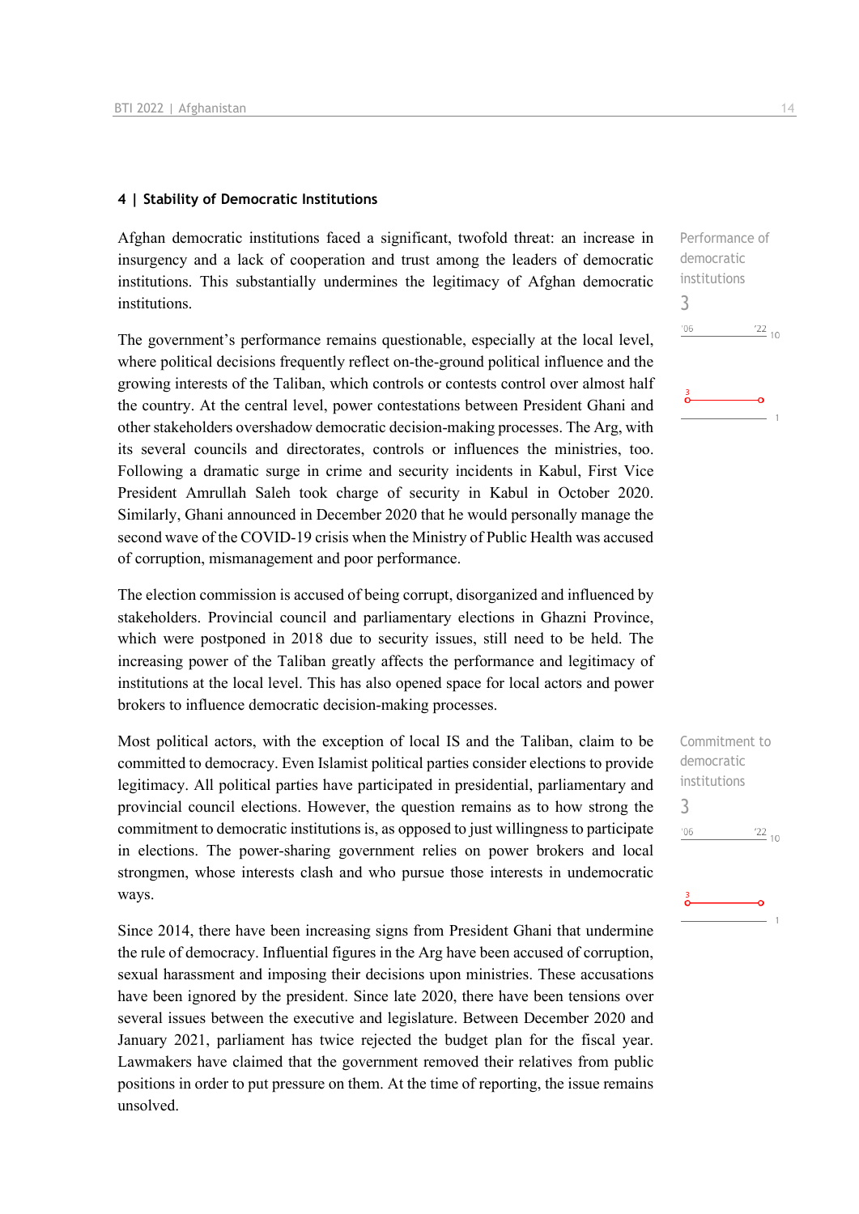#### 4 | Stability of Democratic Institutions

Afghan democratic institutions faced a significant, twofold threat: an increase in insurgency and a lack of cooperation and trust among the leaders of democratic institutions. This substantially undermines the legitimacy of Afghan democratic institutions.

Performance of democratic institutions
3

The government's performance remains questionable, especially at the local level, where political decisions frequently reflect on-the-ground political influence and the growing interests of the Taliban, which controls or contests control over almost half the country. At the central level, power contestations between President Ghani and other stakeholders overshadow democratic decision-making processes. The Arg, with its several councils and directorates, controls or influences the ministries, too. Following a dramatic surge in crime and security incidents in Kabul, First Vice President Amrullah Saleh took charge of security in Kabul in October 2020. Similarly, Ghani announced in December 2020 that he would personally manage the second wave of the COVID-19 crisis when the Ministry of Public Health was accused of corruption, mismanagement and poor performance.

The election commission is accused of being corrupt, disorganized and influenced by stakeholders. Provincial council and parliamentary elections in Ghazni Province, which were postponed in 2018 due to security issues, still need to be held. The increasing power of the Taliban greatly affects the performance and legitimacy of institutions at the local level. This has also opened space for local actors and power brokers to influence democratic decision-making processes.

Most political actors, with the exception of local IS and the Taliban, claim to be committed to democracy. Even Islamist political parties consider elections to provide legitimacy. All political parties have participated in presidential, parliamentary and provincial council elections. However, the question remains as to how strong the commitment to democratic institutions is, as opposed to just willingness to participate in elections. The power-sharing government relies on power brokers and local strongmen, whose interests clash and who pursue those interests in undemocratic ways.

Commitment to democratic institutions
3

Since 2014, there have been increasing signs from President Ghani that undermine the rule of democracy. Influential figures in the Arg have been accused of corruption, sexual harassment and imposing their decisions upon ministries. These accusations have been ignored by the president. Since late 2020, there have been tensions over several issues between the executive and legislature. Between December 2020 and January 2021, parliament has twice rejected the budget plan for the fiscal year. Lawmakers have claimed that the government removed their relatives from public positions in order to put pressure on them. At the time of reporting, the issue remains unsolved.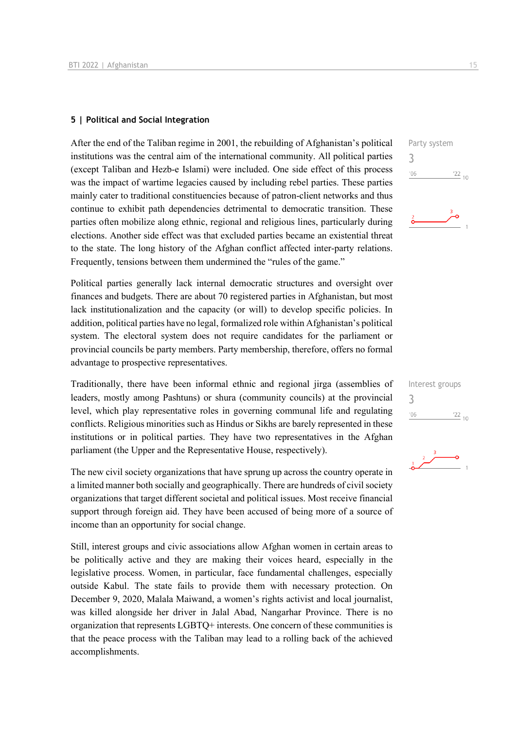## 5 | Political and Social Integration

Party system
3

After the end of the Taliban regime in 2001, the rebuilding of Afghanistan's political institutions was the central aim of the international community. All political parties (except Taliban and Hezb-e Islami) were included. One side effect of this process was the impact of wartime legacies caused by including rebel parties. These parties mainly cater to traditional constituencies because of patron-client networks and thus continue to exhibit path dependencies detrimental to democratic transition. These parties often mobilize along ethnic, regional and religious lines, particularly during elections. Another side effect was that excluded parties became an existential threat to the state. The long history of the Afghan conflict affected inter-party relations. Frequently, tensions between them undermined the "rules of the game."

Political parties generally lack internal democratic structures and oversight over finances and budgets. There are about 70 registered parties in Afghanistan, but most lack institutionalization and the capacity (or will) to develop specific policies. In addition, political parties have no legal, formalized role within Afghanistan's political system. The electoral system does not require candidates for the parliament or provincial councils be party members. Party membership, therefore, offers no formal advantage to prospective representatives.

Interest groups
3

Traditionally, there have been informal ethnic and regional jirga (assemblies of leaders, mostly among Pashtuns) or shura (community councils) at the provincial level, which play representative roles in governing communal life and regulating conflicts. Religious minorities such as Hindus or Sikhs are barely represented in these institutions or in political parties. They have two representatives in the Afghan parliament (the Upper and the Representative House, respectively).

The new civil society organizations that have sprung up across the country operate in a limited manner both socially and geographically. There are hundreds of civil society organizations that target different societal and political issues. Most receive financial support through foreign aid. They have been accused of being more of a source of income than an opportunity for social change.

Still, interest groups and civic associations allow Afghan women in certain areas to be politically active and they are making their voices heard, especially in the legislative process. Women, in particular, face fundamental challenges, especially outside Kabul. The state fails to provide them with necessary protection. On December 9, 2020, Malala Maiwand, a women's rights activist and local journalist, was killed alongside her driver in Jalal Abad, Nangarhar Province. There is no organization that represents LGBTQ+ interests. One concern of these communities is that the peace process with the Taliban may lead to a rolling back of the achieved accomplishments.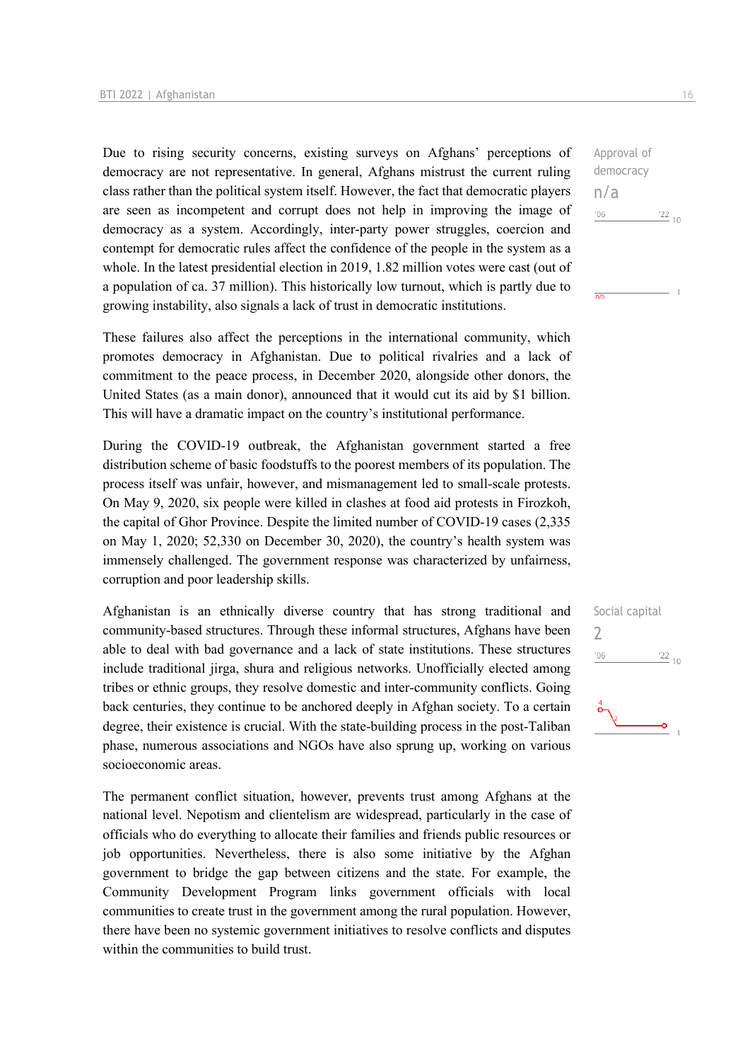Due to rising security concerns, existing surveys on Afghans' perceptions of democracy are not representative. In general, Afghans mistrust the current ruling class rather than the political system itself. However, the fact that democratic players are seen as incompetent and corrupt does not help in improving the image of democracy as a system. Accordingly, inter-party power struggles, coercion and contempt for democratic rules affect the confidence of the people in the system as a whole. In the latest presidential election in 2019, 1.82 million votes were cast (out of a population of ca. 37 million). This historically low turnout, which is partly due to growing instability, also signals a lack of trust in democratic institutions.

Approval of democracy
n/a

These failures also affect the perceptions in the international community, which promotes democracy in Afghanistan. Due to political rivalries and a lack of commitment to the peace process, in December 2020, alongside other donors, the United States (as a main donor), announced that it would cut its aid by $1 billion. This will have a dramatic impact on the country's institutional performance.

During the COVID-19 outbreak, the Afghanistan government started a free distribution scheme of basic foodstuffs to the poorest members of its population. The process itself was unfair, however, and mismanagement led to small-scale protests. On May 9, 2020, six people were killed in clashes at food aid protests in Firozkoh, the capital of Ghor Province. Despite the limited number of COVID-19 cases (2,335 on May 1, 2020; 52,330 on December 30, 2020), the country's health system was immensely challenged. The government response was characterized by unfairness, corruption and poor leadership skills.

Afghanistan is an ethnically diverse country that has strong traditional and community-based structures. Through these informal structures, Afghans have been able to deal with bad governance and a lack of state institutions. These structures include traditional jirga, shura and religious networks. Unofficially elected among tribes or ethnic groups, they resolve domestic and inter-community conflicts. Going back centuries, they continue to be anchored deeply in Afghan society. To a certain degree, their existence is crucial. With the state-building process in the post-Taliban phase, numerous associations and NGOs have also sprung up, working on various socioeconomic areas.

Social capital
2

The permanent conflict situation, however, prevents trust among Afghans at the national level. Nepotism and clientelism are widespread, particularly in the case of officials who do everything to allocate their families and friends public resources or job opportunities. Nevertheless, there is also some initiative by the Afghan government to bridge the gap between citizens and the state. For example, the Community Development Program links government officials with local communities to create trust in the government among the rural population. However, there have been no systemic government initiatives to resolve conflicts and disputes within the communities to build trust.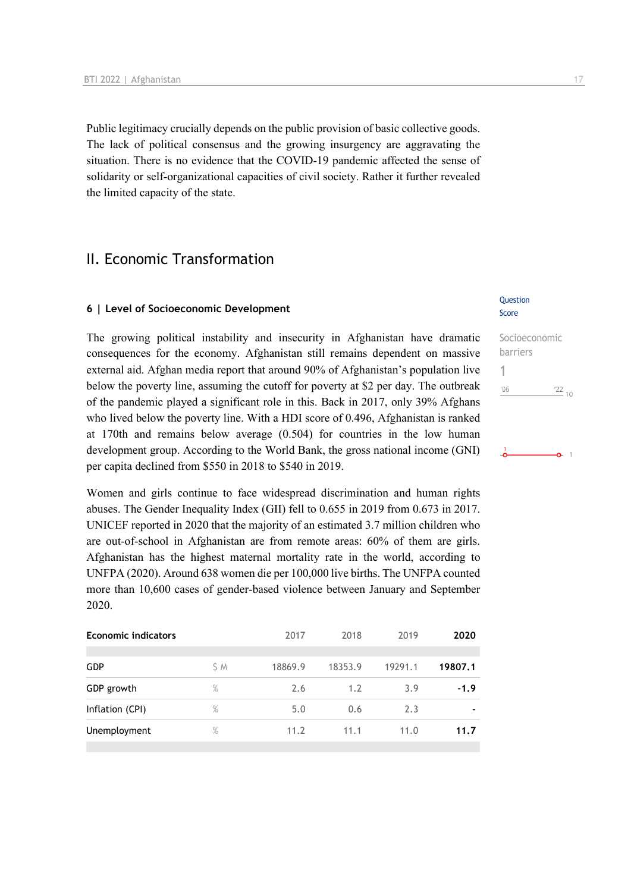Public legitimacy crucially depends on the public provision of basic collective goods. The lack of political consensus and the growing insurgency are aggravating the situation. There is no evidence that the COVID-19 pandemic affected the sense of solidarity or self-organizational capacities of civil society. Rather it further revealed the limited capacity of the state.

## II. Economic Transformation

### 6 | Level of Socioeconomic Development

Question Score

Socioeconomic barriers

1

The growing political instability and insecurity in Afghanistan have dramatic consequences for the economy. Afghanistan still remains dependent on massive external aid. Afghan media report that around 90% of Afghanistan's population live below the poverty line, assuming the cutoff for poverty at $2 per day. The outbreak of the pandemic played a significant role in this. Back in 2017, only 39% Afghans who lived below the poverty line. With a HDI score of 0.496, Afghanistan is ranked at 170th and remains below average (0.504) for countries in the low human development group. According to the World Bank, the gross national income (GNI) per capita declined from $550 in 2018 to $540 in 2019.

Women and girls continue to face widespread discrimination and human rights abuses. The Gender Inequality Index (GII) fell to 0.655 in 2019 from 0.673 in 2017. UNICEF reported in 2020 that the majority of an estimated 3.7 million children who are out-of-school in Afghanistan are from remote areas: 60% of them are girls. Afghanistan has the highest maternal mortality rate in the world, according to UNFPA (2020). Around 638 women die per 100,000 live births. The UNFPA counted more than 10,600 cases of gender-based violence between January and September 2020.

| Economic indicators | | 2017 | 2018 | 2019 | 2020 |
|---|---|---|---|---|---|
| GDP | $ M | 18869.9 | 18353.9 | 19291.1 | **19807.1** |
| GDP growth | % | 2.6 | 1.2 | 3.9 | **-1.9** |
| Inflation (CPI) | % | 5.0 | 0.6 | 2.3 | **-** |
| Unemployment | % | 11.2 | 11.1 | 11.0 | **11.7** |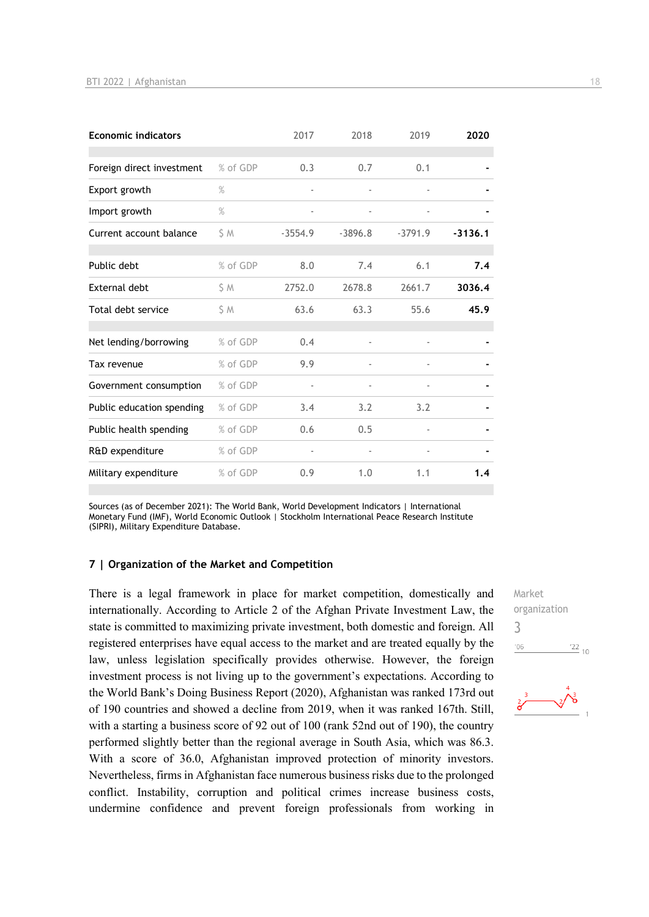| Economic indicators | | 2017 | 2018 | 2019 | 2020 |
|---|---|---|---|---|---|
| Foreign direct investment | % of GDP | 0.3 | 0.7 | 0.1 | - |
| Export growth | % | - | - | - | - |
| Import growth | % | - | - | - | - |
| Current account balance | $ M | -3554.9 | -3896.8 | -3791.9 | -3136.1 |
| Public debt | % of GDP | 8.0 | 7.4 | 6.1 | 7.4 |
| External debt | $ M | 2752.0 | 2678.8 | 2661.7 | 3036.4 |
| Total debt service | $ M | 63.6 | 63.3 | 55.6 | 45.9 |
| Net lending/borrowing | % of GDP | 0.4 | - | - | - |
| Tax revenue | % of GDP | 9.9 | - | - | - |
| Government consumption | % of GDP | - | - | - | - |
| Public education spending | % of GDP | 3.4 | 3.2 | 3.2 | - |
| Public health spending | % of GDP | 0.6 | 0.5 | - | - |
| R&D expenditure | % of GDP | - | - | - | - |
| Military expenditure | % of GDP | 0.9 | 1.0 | 1.1 | 1.4 |

Sources (as of December 2021): The World Bank, World Development Indicators | International Monetary Fund (IMF), World Economic Outlook | Stockholm International Peace Research Institute (SIPRI), Military Expenditure Database.

## 7 | Organization of the Market and Competition

Market organization
3

There is a legal framework in place for market competition, domestically and internationally. According to Article 2 of the Afghan Private Investment Law, the state is committed to maximizing private investment, both domestic and foreign. All registered enterprises have equal access to the market and are treated equally by the law, unless legislation specifically provides otherwise. However, the foreign investment process is not living up to the government's expectations. According to the World Bank's Doing Business Report (2020), Afghanistan was ranked 173rd out of 190 countries and showed a decline from 2019, when it was ranked 167th. Still, with a starting a business score of 92 out of 100 (rank 52nd out of 190), the country performed slightly better than the regional average in South Asia, which was 86.3. With a score of 36.0, Afghanistan improved protection of minority investors. Nevertheless, firms in Afghanistan face numerous business risks due to the prolonged conflict. Instability, corruption and political crimes increase business costs, undermine confidence and prevent foreign professionals from working in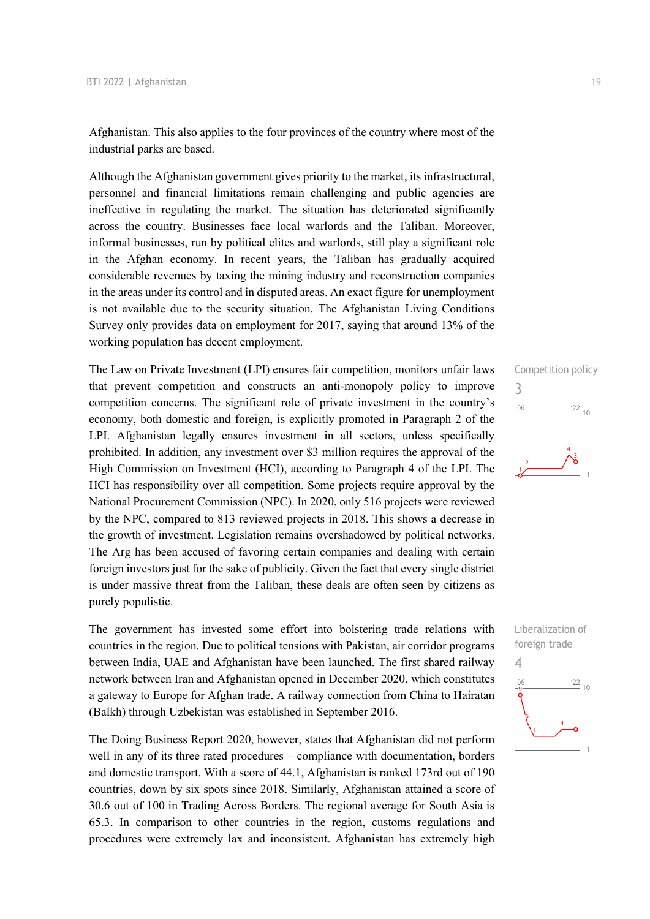Afghanistan. This also applies to the four provinces of the country where most of the industrial parks are based.

Although the Afghanistan government gives priority to the market, its infrastructural, personnel and financial limitations remain challenging and public agencies are ineffective in regulating the market. The situation has deteriorated significantly across the country. Businesses face local warlords and the Taliban. Moreover, informal businesses, run by political elites and warlords, still play a significant role in the Afghan economy. In recent years, the Taliban has gradually acquired considerable revenues by taxing the mining industry and reconstruction companies in the areas under its control and in disputed areas. An exact figure for unemployment is not available due to the security situation. The Afghanistan Living Conditions Survey only provides data on employment for 2017, saying that around 13% of the working population has decent employment.

Competition policy
3

The Law on Private Investment (LPI) ensures fair competition, monitors unfair laws that prevent competition and constructs an anti-monopoly policy to improve competition concerns. The significant role of private investment in the country's economy, both domestic and foreign, is explicitly promoted in Paragraph 2 of the LPI. Afghanistan legally ensures investment in all sectors, unless specifically prohibited. In addition, any investment over $3 million requires the approval of the High Commission on Investment (HCI), according to Paragraph 4 of the LPI. The HCI has responsibility over all competition. Some projects require approval by the National Procurement Commission (NPC). In 2020, only 516 projects were reviewed by the NPC, compared to 813 reviewed projects in 2018. This shows a decrease in the growth of investment. Legislation remains overshadowed by political networks. The Arg has been accused of favoring certain companies and dealing with certain foreign investors just for the sake of publicity. Given the fact that every single district is under massive threat from the Taliban, these deals are often seen by citizens as purely populistic.

Liberalization of foreign trade
4

The government has invested some effort into bolstering trade relations with countries in the region. Due to political tensions with Pakistan, air corridor programs between India, UAE and Afghanistan have been launched. The first shared railway network between Iran and Afghanistan opened in December 2020, which constitutes a gateway to Europe for Afghan trade. A railway connection from China to Hairatan (Balkh) through Uzbekistan was established in September 2016.

The Doing Business Report 2020, however, states that Afghanistan did not perform well in any of its three rated procedures – compliance with documentation, borders and domestic transport. With a score of 44.1, Afghanistan is ranked 173rd out of 190 countries, down by six spots since 2018. Similarly, Afghanistan attained a score of 30.6 out of 100 in Trading Across Borders. The regional average for South Asia is 65.3. In comparison to other countries in the region, customs regulations and procedures were extremely lax and inconsistent. Afghanistan has extremely high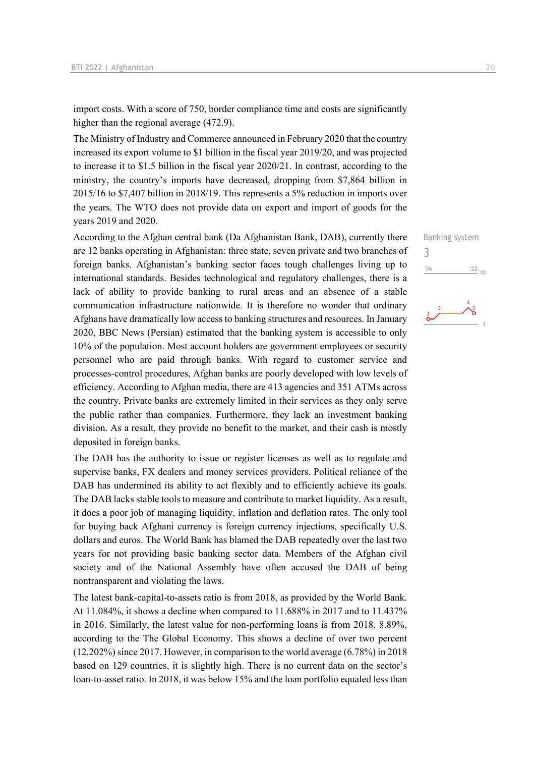import costs. With a score of 750, border compliance time and costs are significantly higher than the regional average (472.9).

The Ministry of Industry and Commerce announced in February 2020 that the country increased its export volume to $1 billion in the fiscal year 2019/20, and was projected to increase it to $1.5 billion in the fiscal year 2020/21. In contrast, according to the ministry, the country's imports have decreased, dropping from $7,864 billion in 2015/16 to $7,407 billion in 2018/19. This represents a 5% reduction in imports over the years. The WTO does not provide data on export and import of goods for the years 2019 and 2020.

Banking system
3

According to the Afghan central bank (Da Afghanistan Bank, DAB), currently there are 12 banks operating in Afghanistan: three state, seven private and two branches of foreign banks. Afghanistan's banking sector faces tough challenges living up to international standards. Besides technological and regulatory challenges, there is a lack of ability to provide banking to rural areas and an absence of a stable communication infrastructure nationwide. It is therefore no wonder that ordinary Afghans have dramatically low access to banking structures and resources. In January 2020, BBC News (Persian) estimated that the banking system is accessible to only 10% of the population. Most account holders are government employees or security personnel who are paid through banks. With regard to customer service and processes-control procedures, Afghan banks are poorly developed with low levels of efficiency. According to Afghan media, there are 413 agencies and 351 ATMs across the country. Private banks are extremely limited in their services as they only serve the public rather than companies. Furthermore, they lack an investment banking division. As a result, they provide no benefit to the market, and their cash is mostly deposited in foreign banks.

The DAB has the authority to issue or register licenses as well as to regulate and supervise banks, FX dealers and money services providers. Political reliance of the DAB has undermined its ability to act flexibly and to efficiently achieve its goals. The DAB lacks stable tools to measure and contribute to market liquidity. As a result, it does a poor job of managing liquidity, inflation and deflation rates. The only tool for buying back Afghani currency is foreign currency injections, specifically U.S. dollars and euros. The World Bank has blamed the DAB repeatedly over the last two years for not providing basic banking sector data. Members of the Afghan civil society and of the National Assembly have often accused the DAB of being nontransparent and violating the laws.

The latest bank-capital-to-assets ratio is from 2018, as provided by the World Bank. At 11.084%, it shows a decline when compared to 11.688% in 2017 and to 11.437% in 2016. Similarly, the latest value for non-performing loans is from 2018, 8.89%, according to the The Global Economy. This shows a decline of over two percent (12.202%) since 2017. However, in comparison to the world average (6.78%) in 2018 based on 129 countries, it is slightly high. There is no current data on the sector's loan-to-asset ratio. In 2018, it was below 15% and the loan portfolio equaled less than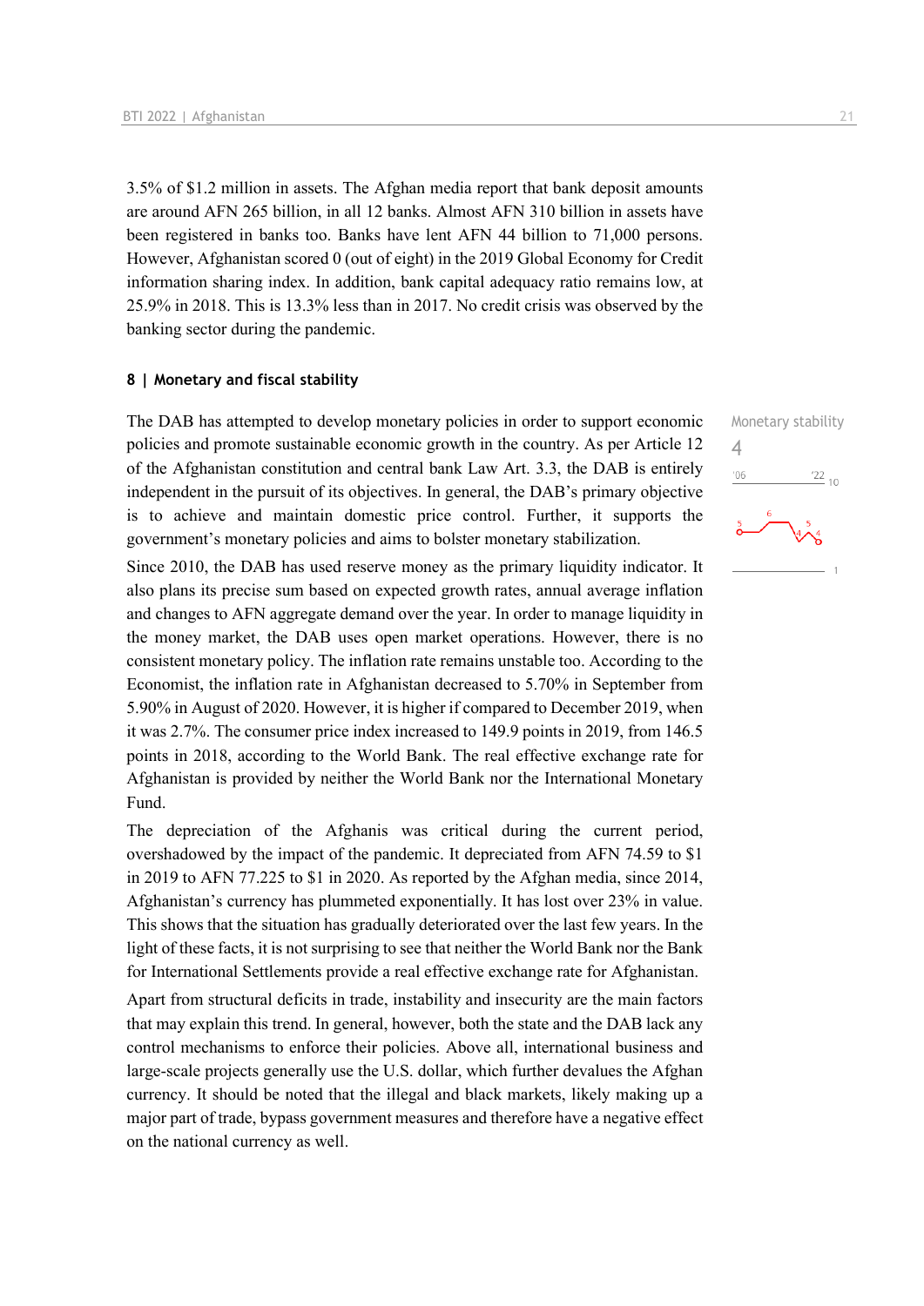3.5% of $1.2 million in assets. The Afghan media report that bank deposit amounts are around AFN 265 billion, in all 12 banks. Almost AFN 310 billion in assets have been registered in banks too. Banks have lent AFN 44 billion to 71,000 persons. However, Afghanistan scored 0 (out of eight) in the 2019 Global Economy for Credit information sharing index. In addition, bank capital adequacy ratio remains low, at 25.9% in 2018. This is 13.3% less than in 2017. No credit crisis was observed by the banking sector during the pandemic.

## 8 | Monetary and fiscal stability

Monetary stability
4

The DAB has attempted to develop monetary policies in order to support economic policies and promote sustainable economic growth in the country. As per Article 12 of the Afghanistan constitution and central bank Law Art. 3.3, the DAB is entirely independent in the pursuit of its objectives. In general, the DAB's primary objective is to achieve and maintain domestic price control. Further, it supports the government's monetary policies and aims to bolster monetary stabilization.

Since 2010, the DAB has used reserve money as the primary liquidity indicator. It also plans its precise sum based on expected growth rates, annual average inflation and changes to AFN aggregate demand over the year. In order to manage liquidity in the money market, the DAB uses open market operations. However, there is no consistent monetary policy. The inflation rate remains unstable too. According to the Economist, the inflation rate in Afghanistan decreased to 5.70% in September from 5.90% in August of 2020. However, it is higher if compared to December 2019, when it was 2.7%. The consumer price index increased to 149.9 points in 2019, from 146.5 points in 2018, according to the World Bank. The real effective exchange rate for Afghanistan is provided by neither the World Bank nor the International Monetary Fund.

The depreciation of the Afghanis was critical during the current period, overshadowed by the impact of the pandemic. It depreciated from AFN 74.59 to $1 in 2019 to AFN 77.225 to $1 in 2020. As reported by the Afghan media, since 2014, Afghanistan's currency has plummeted exponentially. It has lost over 23% in value. This shows that the situation has gradually deteriorated over the last few years. In the light of these facts, it is not surprising to see that neither the World Bank nor the Bank for International Settlements provide a real effective exchange rate for Afghanistan.

Apart from structural deficits in trade, instability and insecurity are the main factors that may explain this trend. In general, however, both the state and the DAB lack any control mechanisms to enforce their policies. Above all, international business and large-scale projects generally use the U.S. dollar, which further devalues the Afghan currency. It should be noted that the illegal and black markets, likely making up a major part of trade, bypass government measures and therefore have a negative effect on the national currency as well.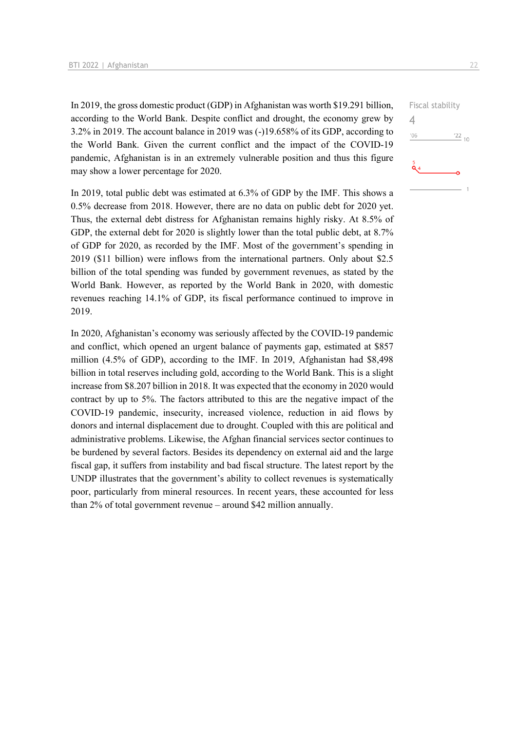Fiscal stability

4

In 2019, the gross domestic product (GDP) in Afghanistan was worth $19.291 billion, according to the World Bank. Despite conflict and drought, the economy grew by 3.2% in 2019. The account balance in 2019 was (-)19.658% of its GDP, according to the World Bank. Given the current conflict and the impact of the COVID-19 pandemic, Afghanistan is in an extremely vulnerable position and thus this figure may show a lower percentage for 2020.

In 2019, total public debt was estimated at 6.3% of GDP by the IMF. This shows a 0.5% decrease from 2018. However, there are no data on public debt for 2020 yet. Thus, the external debt distress for Afghanistan remains highly risky. At 8.5% of GDP, the external debt for 2020 is slightly lower than the total public debt, at 8.7% of GDP for 2020, as recorded by the IMF. Most of the government's spending in 2019 ($11 billion) were inflows from the international partners. Only about $2.5 billion of the total spending was funded by government revenues, as stated by the World Bank. However, as reported by the World Bank in 2020, with domestic revenues reaching 14.1% of GDP, its fiscal performance continued to improve in 2019.

In 2020, Afghanistan's economy was seriously affected by the COVID-19 pandemic and conflict, which opened an urgent balance of payments gap, estimated at $857 million (4.5% of GDP), according to the IMF. In 2019, Afghanistan had $8,498 billion in total reserves including gold, according to the World Bank. This is a slight increase from $8.207 billion in 2018. It was expected that the economy in 2020 would contract by up to 5%. The factors attributed to this are the negative impact of the COVID-19 pandemic, insecurity, increased violence, reduction in aid flows by donors and internal displacement due to drought. Coupled with this are political and administrative problems. Likewise, the Afghan financial services sector continues to be burdened by several factors. Besides its dependency on external aid and the large fiscal gap, it suffers from instability and bad fiscal structure. The latest report by the UNDP illustrates that the government's ability to collect revenues is systematically poor, particularly from mineral resources. In recent years, these accounted for less than 2% of total government revenue – around $42 million annually.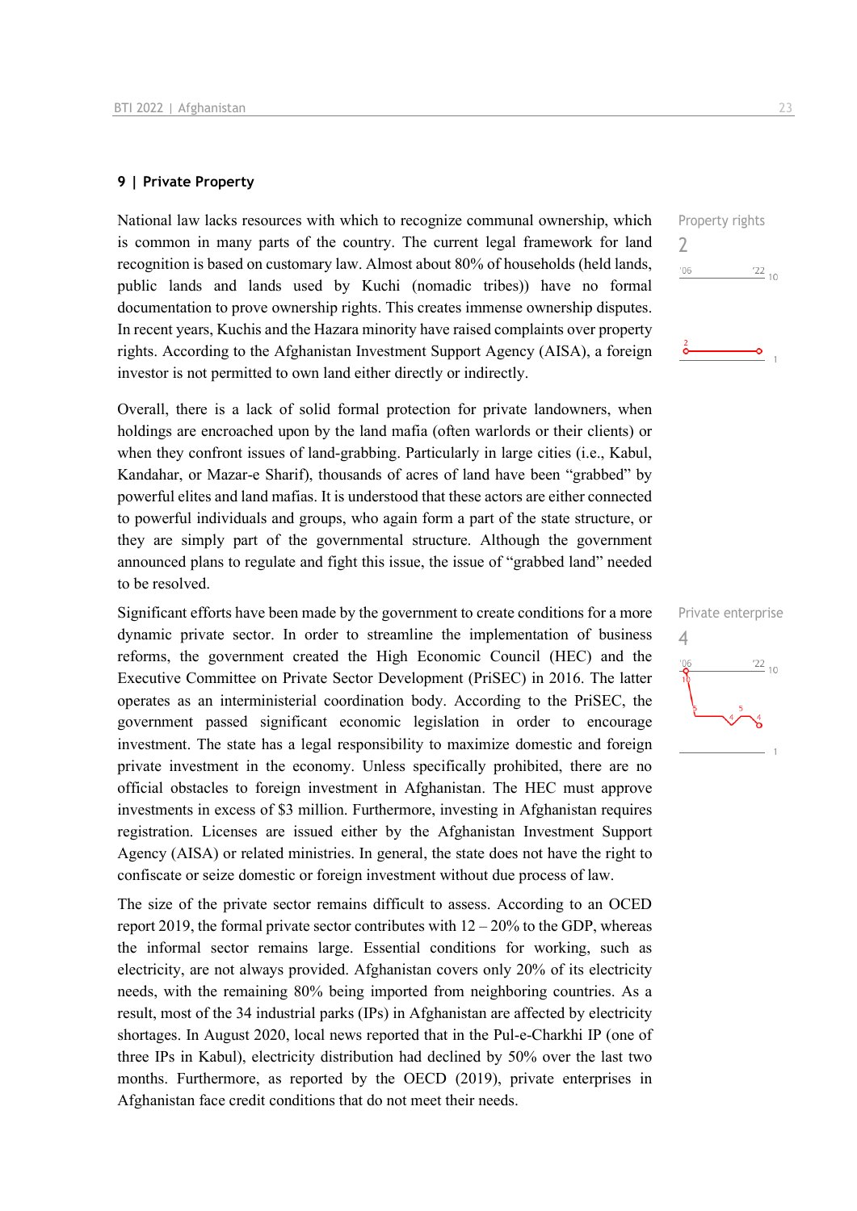## 9 | Private Property

National law lacks resources with which to recognize communal ownership, which is common in many parts of the country. The current legal framework for land recognition is based on customary law. Almost about 80% of households (held lands, public lands and lands used by Kuchi (nomadic tribes)) have no formal documentation to prove ownership rights. This creates immense ownership disputes. In recent years, Kuchis and the Hazara minority have raised complaints over property rights. According to the Afghanistan Investment Support Agency (AISA), a foreign investor is not permitted to own land either directly or indirectly.

Property rights
2

Overall, there is a lack of solid formal protection for private landowners, when holdings are encroached upon by the land mafia (often warlords or their clients) or when they confront issues of land-grabbing. Particularly in large cities (i.e., Kabul, Kandahar, or Mazar-e Sharif), thousands of acres of land have been "grabbed" by powerful elites and land mafias. It is understood that these actors are either connected to powerful individuals and groups, who again form a part of the state structure, or they are simply part of the governmental structure. Although the government announced plans to regulate and fight this issue, the issue of "grabbed land" needed to be resolved.

Significant efforts have been made by the government to create conditions for a more dynamic private sector. In order to streamline the implementation of business reforms, the government created the High Economic Council (HEC) and the Executive Committee on Private Sector Development (PriSEC) in 2016. The latter operates as an interministerial coordination body. According to the PriSEC, the government passed significant economic legislation in order to encourage investment. The state has a legal responsibility to maximize domestic and foreign private investment in the economy. Unless specifically prohibited, there are no official obstacles to foreign investment in Afghanistan. The HEC must approve investments in excess of $3 million. Furthermore, investing in Afghanistan requires registration. Licenses are issued either by the Afghanistan Investment Support Agency (AISA) or related ministries. In general, the state does not have the right to confiscate or seize domestic or foreign investment without due process of law.

Private enterprise
4

The size of the private sector remains difficult to assess. According to an OCED report 2019, the formal private sector contributes with 12 – 20% to the GDP, whereas the informal sector remains large. Essential conditions for working, such as electricity, are not always provided. Afghanistan covers only 20% of its electricity needs, with the remaining 80% being imported from neighboring countries. As a result, most of the 34 industrial parks (IPs) in Afghanistan are affected by electricity shortages. In August 2020, local news reported that in the Pul-e-Charkhi IP (one of three IPs in Kabul), electricity distribution had declined by 50% over the last two months. Furthermore, as reported by the OECD (2019), private enterprises in Afghanistan face credit conditions that do not meet their needs.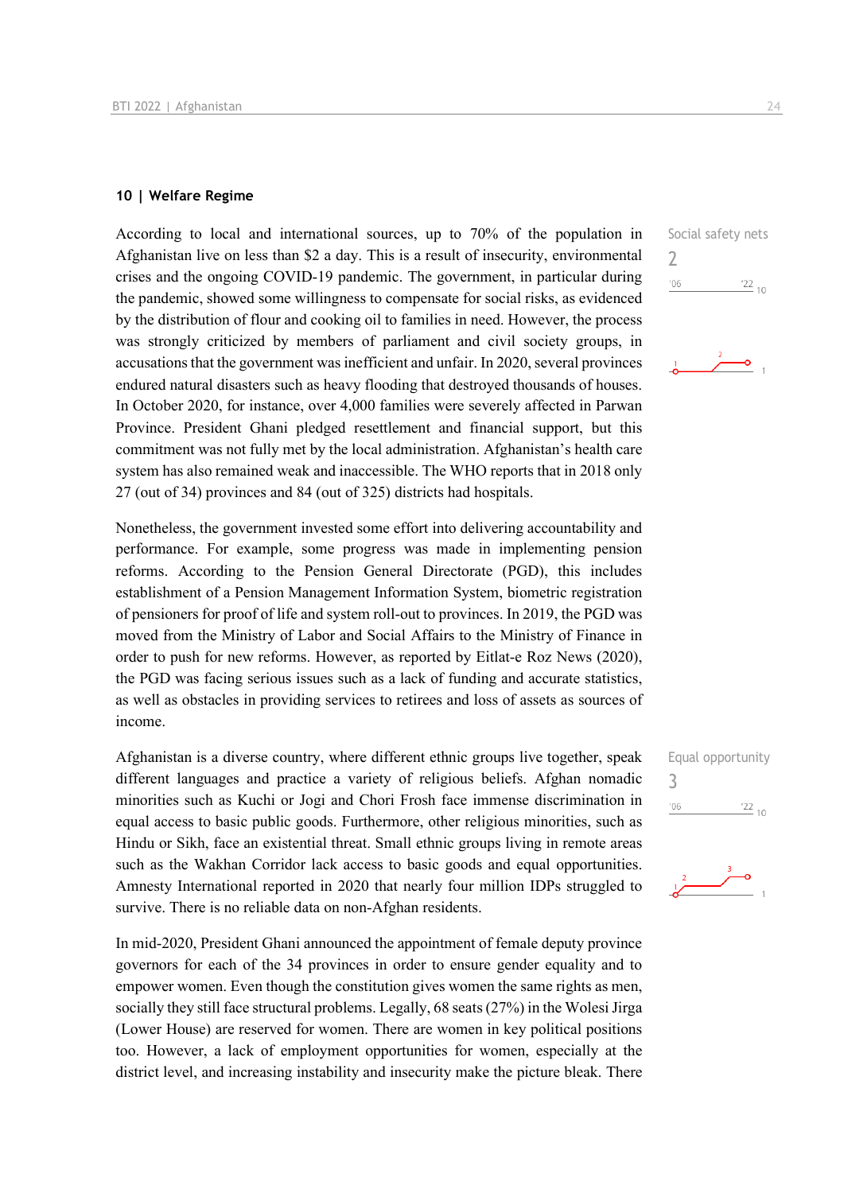## 10 | Welfare Regime

Social safety nets
2

According to local and international sources, up to 70% of the population in Afghanistan live on less than $2 a day. This is a result of insecurity, environmental crises and the ongoing COVID-19 pandemic. The government, in particular during the pandemic, showed some willingness to compensate for social risks, as evidenced by the distribution of flour and cooking oil to families in need. However, the process was strongly criticized by members of parliament and civil society groups, in accusations that the government was inefficient and unfair. In 2020, several provinces endured natural disasters such as heavy flooding that destroyed thousands of houses. In October 2020, for instance, over 4,000 families were severely affected in Parwan Province. President Ghani pledged resettlement and financial support, but this commitment was not fully met by the local administration. Afghanistan's health care system has also remained weak and inaccessible. The WHO reports that in 2018 only 27 (out of 34) provinces and 84 (out of 325) districts had hospitals.

Nonetheless, the government invested some effort into delivering accountability and performance. For example, some progress was made in implementing pension reforms. According to the Pension General Directorate (PGD), this includes establishment of a Pension Management Information System, biometric registration of pensioners for proof of life and system roll-out to provinces. In 2019, the PGD was moved from the Ministry of Labor and Social Affairs to the Ministry of Finance in order to push for new reforms. However, as reported by Eitlat-e Roz News (2020), the PGD was facing serious issues such as a lack of funding and accurate statistics, as well as obstacles in providing services to retirees and loss of assets as sources of income.

Equal opportunity
3

Afghanistan is a diverse country, where different ethnic groups live together, speak different languages and practice a variety of religious beliefs. Afghan nomadic minorities such as Kuchi or Jogi and Chori Frosh face immense discrimination in equal access to basic public goods. Furthermore, other religious minorities, such as Hindu or Sikh, face an existential threat. Small ethnic groups living in remote areas such as the Wakhan Corridor lack access to basic goods and equal opportunities. Amnesty International reported in 2020 that nearly four million IDPs struggled to survive. There is no reliable data on non-Afghan residents.

In mid-2020, President Ghani announced the appointment of female deputy province governors for each of the 34 provinces in order to ensure gender equality and to empower women. Even though the constitution gives women the same rights as men, socially they still face structural problems. Legally, 68 seats (27%) in the Wolesi Jirga (Lower House) are reserved for women. There are women in key political positions too. However, a lack of employment opportunities for women, especially at the district level, and increasing instability and insecurity make the picture bleak. There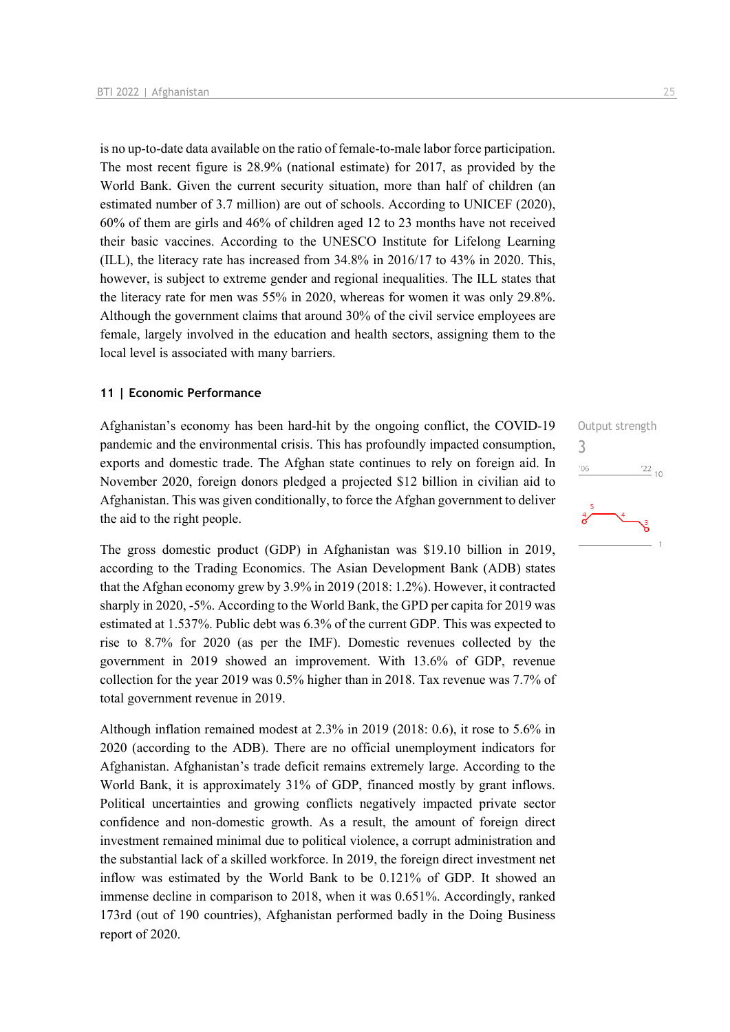is no up-to-date data available on the ratio of female-to-male labor force participation. The most recent figure is 28.9% (national estimate) for 2017, as provided by the World Bank. Given the current security situation, more than half of children (an estimated number of 3.7 million) are out of schools. According to UNICEF (2020), 60% of them are girls and 46% of children aged 12 to 23 months have not received their basic vaccines. According to the UNESCO Institute for Lifelong Learning (ILL), the literacy rate has increased from 34.8% in 2016/17 to 43% in 2020. This, however, is subject to extreme gender and regional inequalities. The ILL states that the literacy rate for men was 55% in 2020, whereas for women it was only 29.8%. Although the government claims that around 30% of the civil service employees are female, largely involved in the education and health sectors, assigning them to the local level is associated with many barriers.

### 11 | Economic Performance

Output strength
3

Afghanistan's economy has been hard-hit by the ongoing conflict, the COVID-19 pandemic and the environmental crisis. This has profoundly impacted consumption, exports and domestic trade. The Afghan state continues to rely on foreign aid. In November 2020, foreign donors pledged a projected $12 billion in civilian aid to Afghanistan. This was given conditionally, to force the Afghan government to deliver the aid to the right people.

The gross domestic product (GDP) in Afghanistan was $19.10 billion in 2019, according to the Trading Economics. The Asian Development Bank (ADB) states that the Afghan economy grew by 3.9% in 2019 (2018: 1.2%). However, it contracted sharply in 2020, -5%. According to the World Bank, the GPD per capita for 2019 was estimated at 1.537%. Public debt was 6.3% of the current GDP. This was expected to rise to 8.7% for 2020 (as per the IMF). Domestic revenues collected by the government in 2019 showed an improvement. With 13.6% of GDP, revenue collection for the year 2019 was 0.5% higher than in 2018. Tax revenue was 7.7% of total government revenue in 2019.

Although inflation remained modest at 2.3% in 2019 (2018: 0.6), it rose to 5.6% in 2020 (according to the ADB). There are no official unemployment indicators for Afghanistan. Afghanistan's trade deficit remains extremely large. According to the World Bank, it is approximately 31% of GDP, financed mostly by grant inflows. Political uncertainties and growing conflicts negatively impacted private sector confidence and non-domestic growth. As a result, the amount of foreign direct investment remained minimal due to political violence, a corrupt administration and the substantial lack of a skilled workforce. In 2019, the foreign direct investment net inflow was estimated by the World Bank to be 0.121% of GDP. It showed an immense decline in comparison to 2018, when it was 0.651%. Accordingly, ranked 173rd (out of 190 countries), Afghanistan performed badly in the Doing Business report of 2020.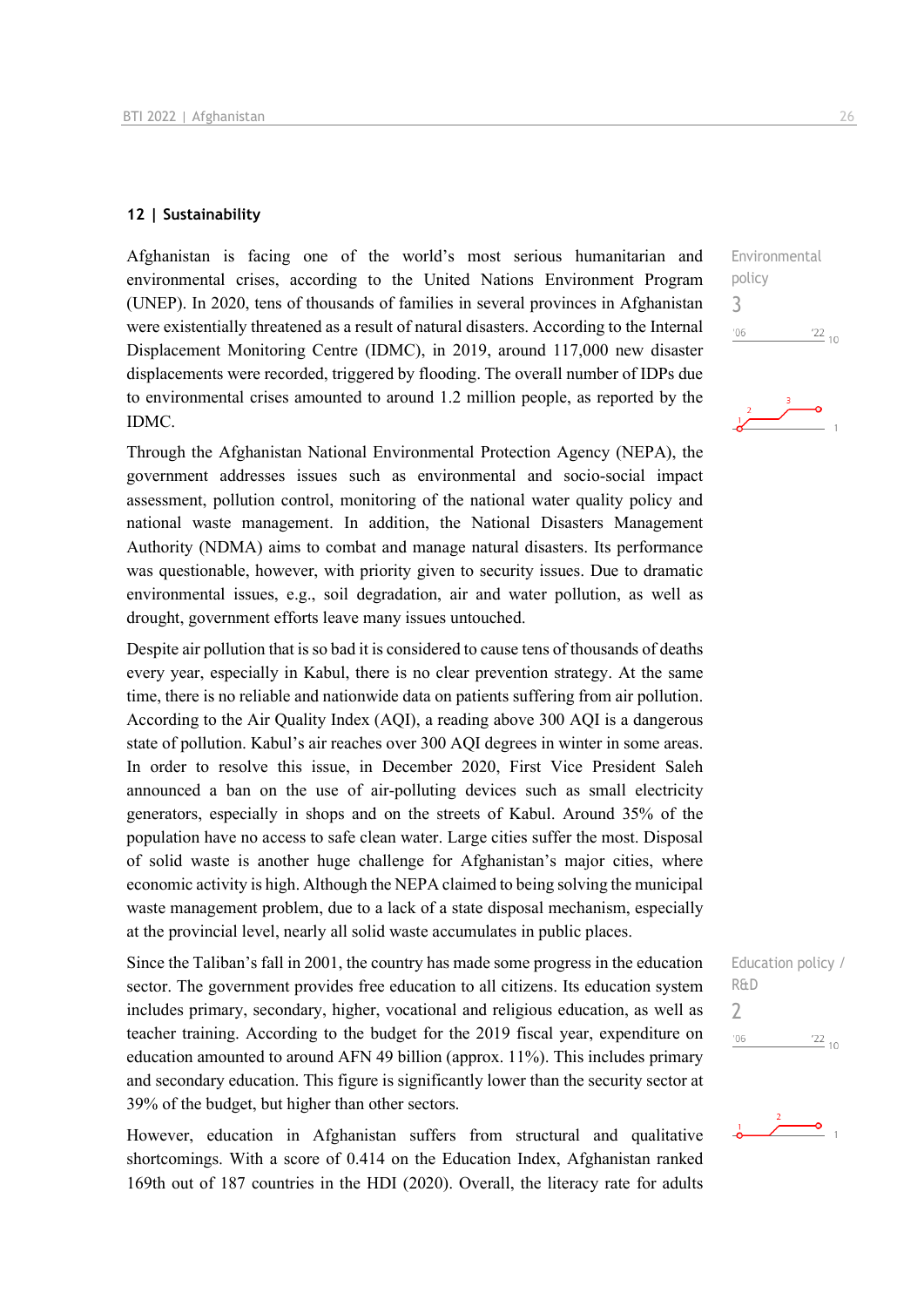## 12 | Sustainability

Environmental policy

3

Afghanistan is facing one of the world's most serious humanitarian and environmental crises, according to the United Nations Environment Program (UNEP). In 2020, tens of thousands of families in several provinces in Afghanistan were existentially threatened as a result of natural disasters. According to the Internal Displacement Monitoring Centre (IDMC), in 2019, around 117,000 new disaster displacements were recorded, triggered by flooding. The overall number of IDPs due to environmental crises amounted to around 1.2 million people, as reported by the IDMC.

Through the Afghanistan National Environmental Protection Agency (NEPA), the government addresses issues such as environmental and socio-social impact assessment, pollution control, monitoring of the national water quality policy and national waste management. In addition, the National Disasters Management Authority (NDMA) aims to combat and manage natural disasters. Its performance was questionable, however, with priority given to security issues. Due to dramatic environmental issues, e.g., soil degradation, air and water pollution, as well as drought, government efforts leave many issues untouched.

Despite air pollution that is so bad it is considered to cause tens of thousands of deaths every year, especially in Kabul, there is no clear prevention strategy. At the same time, there is no reliable and nationwide data on patients suffering from air pollution. According to the Air Quality Index (AQI), a reading above 300 AQI is a dangerous state of pollution. Kabul's air reaches over 300 AQI degrees in winter in some areas. In order to resolve this issue, in December 2020, First Vice President Saleh announced a ban on the use of air-polluting devices such as small electricity generators, especially in shops and on the streets of Kabul. Around 35% of the population have no access to safe clean water. Large cities suffer the most. Disposal of solid waste is another huge challenge for Afghanistan's major cities, where economic activity is high. Although the NEPA claimed to being solving the municipal waste management problem, due to a lack of a state disposal mechanism, especially at the provincial level, nearly all solid waste accumulates in public places.

Education policy / R&D

2

Since the Taliban's fall in 2001, the country has made some progress in the education sector. The government provides free education to all citizens. Its education system includes primary, secondary, higher, vocational and religious education, as well as teacher training. According to the budget for the 2019 fiscal year, expenditure on education amounted to around AFN 49 billion (approx. 11%). This includes primary and secondary education. This figure is significantly lower than the security sector at 39% of the budget, but higher than other sectors.

However, education in Afghanistan suffers from structural and qualitative shortcomings. With a score of 0.414 on the Education Index, Afghanistan ranked 169th out of 187 countries in the HDI (2020). Overall, the literacy rate for adults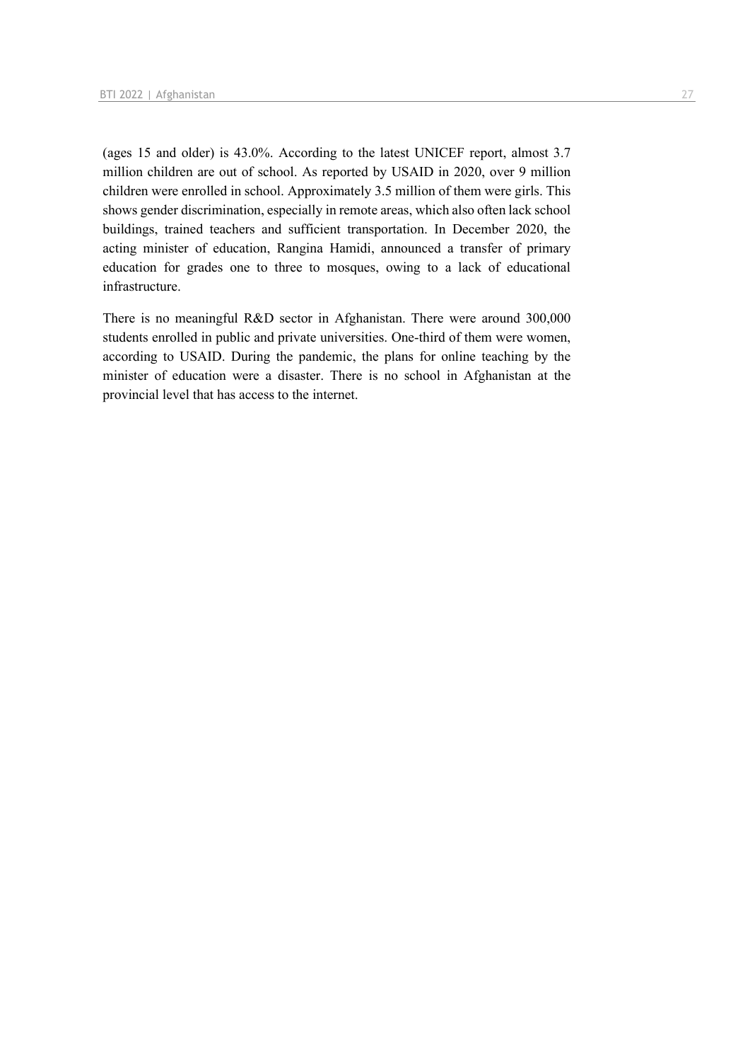(ages 15 and older) is 43.0%. According to the latest UNICEF report, almost 3.7 million children are out of school. As reported by USAID in 2020, over 9 million children were enrolled in school. Approximately 3.5 million of them were girls. This shows gender discrimination, especially in remote areas, which also often lack school buildings, trained teachers and sufficient transportation. In December 2020, the acting minister of education, Rangina Hamidi, announced a transfer of primary education for grades one to three to mosques, owing to a lack of educational infrastructure.

There is no meaningful R&D sector in Afghanistan. There were around 300,000 students enrolled in public and private universities. One-third of them were women, according to USAID. During the pandemic, the plans for online teaching by the minister of education were a disaster. There is no school in Afghanistan at the provincial level that has access to the internet.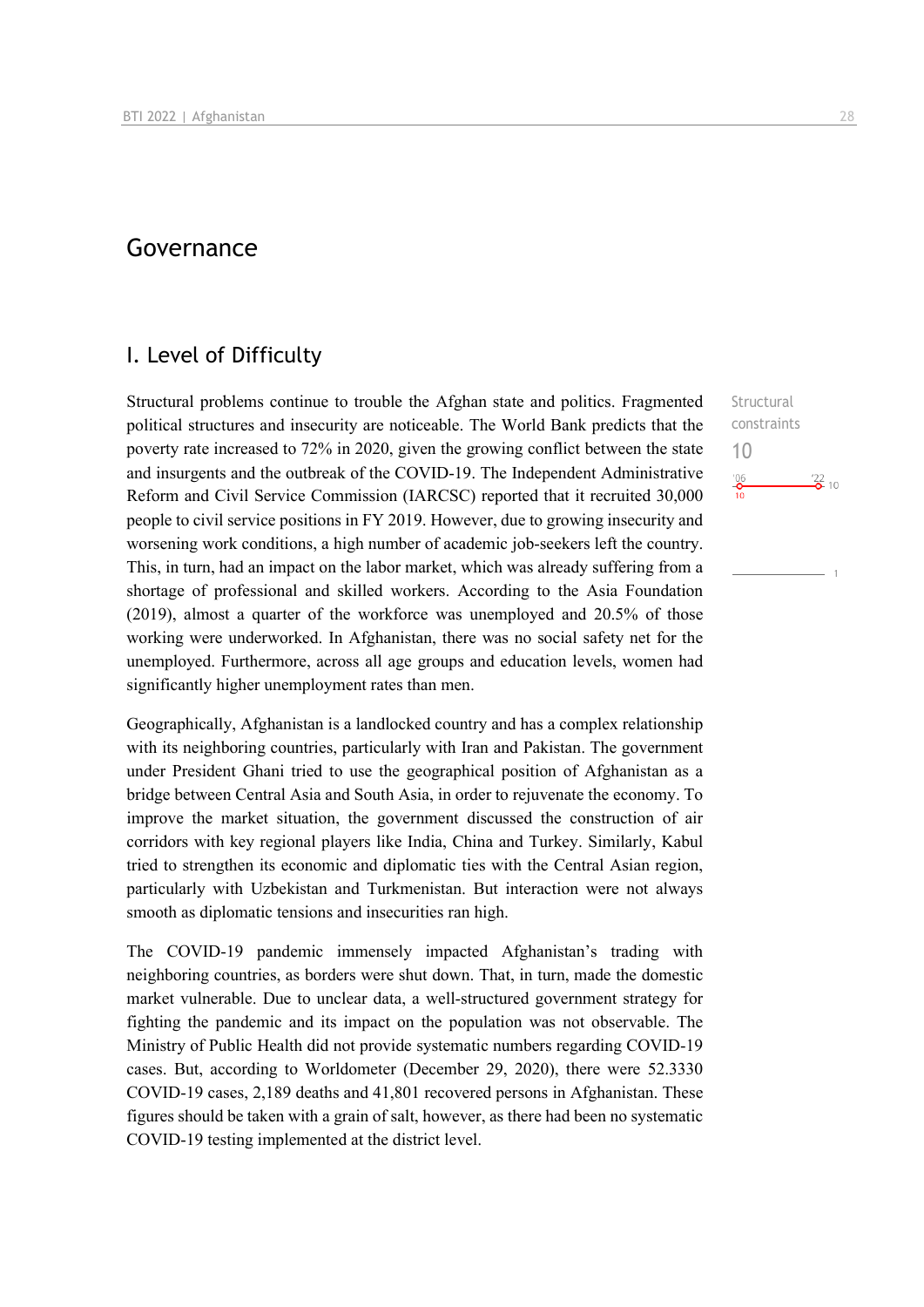# Governance

## I. Level of Difficulty

Structural problems continue to trouble the Afghan state and politics. Fragmented political structures and insecurity are noticeable. The World Bank predicts that the poverty rate increased to 72% in 2020, given the growing conflict between the state and insurgents and the outbreak of the COVID-19. The Independent Administrative Reform and Civil Service Commission (IARCSC) reported that it recruited 30,000 people to civil service positions in FY 2019. However, due to growing insecurity and worsening work conditions, a high number of academic job-seekers left the country. This, in turn, had an impact on the labor market, which was already suffering from a shortage of professional and skilled workers. According to the Asia Foundation (2019), almost a quarter of the workforce was unemployed and 20.5% of those working were underworked. In Afghanistan, there was no social safety net for the unemployed. Furthermore, across all age groups and education levels, women had significantly higher unemployment rates than men.

Structural constraints
10

Geographically, Afghanistan is a landlocked country and has a complex relationship with its neighboring countries, particularly with Iran and Pakistan. The government under President Ghani tried to use the geographical position of Afghanistan as a bridge between Central Asia and South Asia, in order to rejuvenate the economy. To improve the market situation, the government discussed the construction of air corridors with key regional players like India, China and Turkey. Similarly, Kabul tried to strengthen its economic and diplomatic ties with the Central Asian region, particularly with Uzbekistan and Turkmenistan. But interaction were not always smooth as diplomatic tensions and insecurities ran high.

The COVID-19 pandemic immensely impacted Afghanistan's trading with neighboring countries, as borders were shut down. That, in turn, made the domestic market vulnerable. Due to unclear data, a well-structured government strategy for fighting the pandemic and its impact on the population was not observable. The Ministry of Public Health did not provide systematic numbers regarding COVID-19 cases. But, according to Worldometer (December 29, 2020), there were 52.3330 COVID-19 cases, 2,189 deaths and 41,801 recovered persons in Afghanistan. These figures should be taken with a grain of salt, however, as there had been no systematic COVID-19 testing implemented at the district level.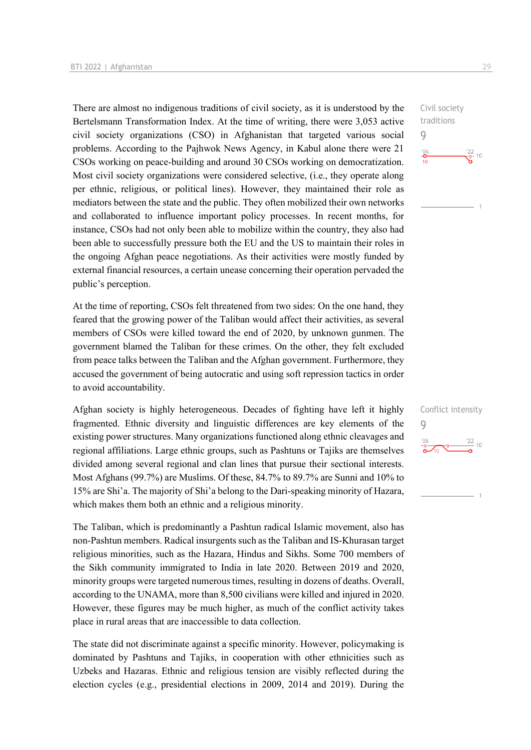There are almost no indigenous traditions of civil society, as it is understood by the Bertelsmann Transformation Index. At the time of writing, there were 3,053 active civil society organizations (CSO) in Afghanistan that targeted various social problems. According to the Pajhwok News Agency, in Kabul alone there were 21 CSOs working on peace-building and around 30 CSOs working on democratization. Most civil society organizations were considered selective, (i.e., they operate along per ethnic, religious, or political lines). However, they maintained their role as mediators between the state and the public. They often mobilized their own networks and collaborated to influence important policy processes. In recent months, for instance, CSOs had not only been able to mobilize within the country, they also had been able to successfully pressure both the EU and the US to maintain their roles in the ongoing Afghan peace negotiations. As their activities were mostly funded by external financial resources, a certain unease concerning their operation pervaded the public's perception.

Civil society traditions
9

At the time of reporting, CSOs felt threatened from two sides: On the one hand, they feared that the growing power of the Taliban would affect their activities, as several members of CSOs were killed toward the end of 2020, by unknown gunmen. The government blamed the Taliban for these crimes. On the other, they felt excluded from peace talks between the Taliban and the Afghan government. Furthermore, they accused the government of being autocratic and using soft repression tactics in order to avoid accountability.

Afghan society is highly heterogeneous. Decades of fighting have left it highly fragmented. Ethnic diversity and linguistic differences are key elements of the existing power structures. Many organizations functioned along ethnic cleavages and regional affiliations. Large ethnic groups, such as Pashtuns or Tajiks are themselves divided among several regional and clan lines that pursue their sectional interests. Most Afghans (99.7%) are Muslims. Of these, 84.7% to 89.7% are Sunni and 10% to 15% are Shi'a. The majority of Shi'a belong to the Dari-speaking minority of Hazara, which makes them both an ethnic and a religious minority.

Conflict intensity
9

The Taliban, which is predominantly a Pashtun radical Islamic movement, also has non-Pashtun members. Radical insurgents such as the Taliban and IS-Khurasan target religious minorities, such as the Hazara, Hindus and Sikhs. Some 700 members of the Sikh community immigrated to India in late 2020. Between 2019 and 2020, minority groups were targeted numerous times, resulting in dozens of deaths. Overall, according to the UNAMA, more than 8,500 civilians were killed and injured in 2020. However, these figures may be much higher, as much of the conflict activity takes place in rural areas that are inaccessible to data collection.

The state did not discriminate against a specific minority. However, policymaking is dominated by Pashtuns and Tajiks, in cooperation with other ethnicities such as Uzbeks and Hazaras. Ethnic and religious tension are visibly reflected during the election cycles (e.g., presidential elections in 2009, 2014 and 2019). During the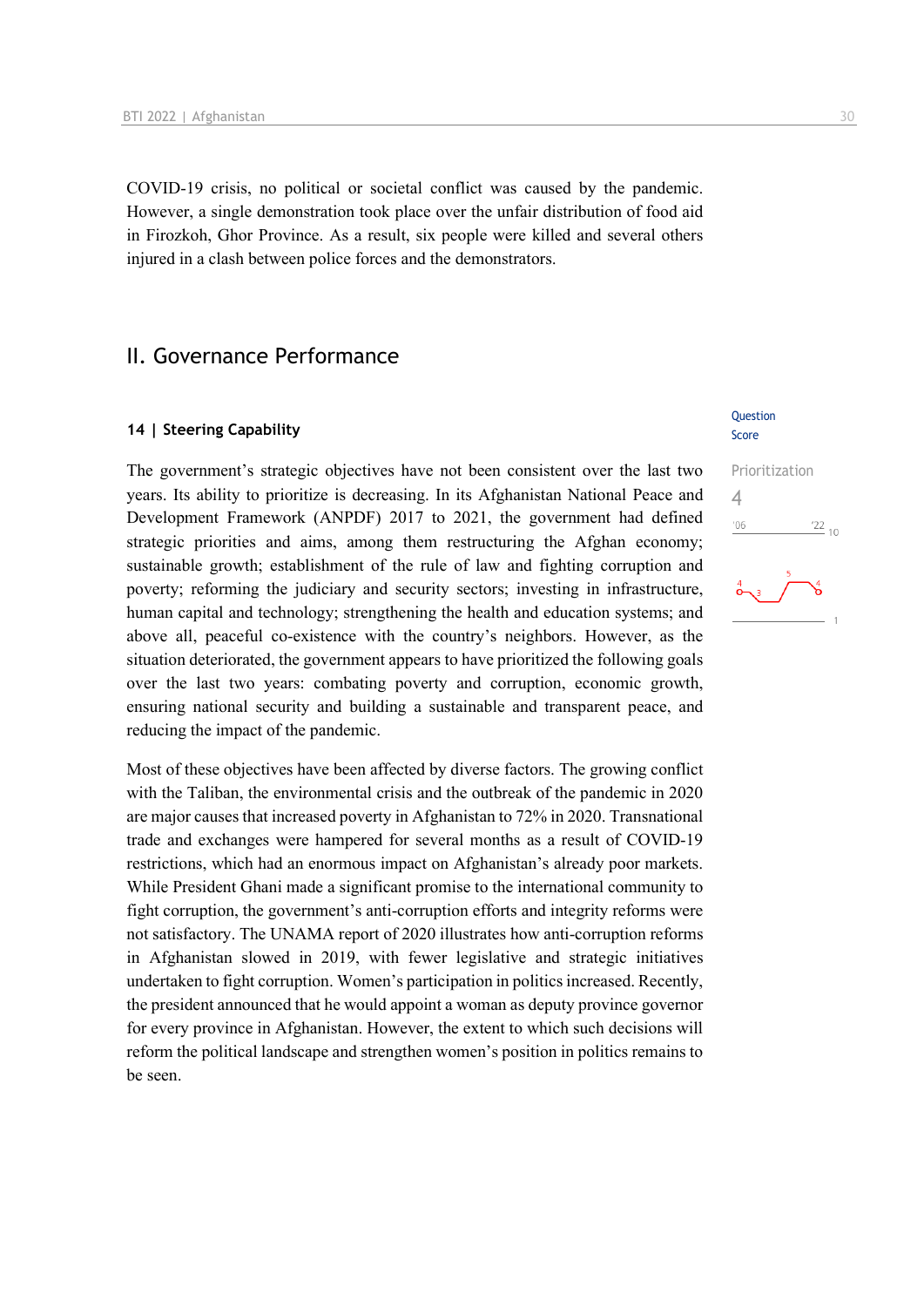COVID-19 crisis, no political or societal conflict was caused by the pandemic. However, a single demonstration took place over the unfair distribution of food aid in Firozkoh, Ghor Province. As a result, six people were killed and several others injured in a clash between police forces and the demonstrators.

## II. Governance Performance

### 14 | Steering Capability

Question Score

Prioritization
4

The government's strategic objectives have not been consistent over the last two years. Its ability to prioritize is decreasing. In its Afghanistan National Peace and Development Framework (ANPDF) 2017 to 2021, the government had defined strategic priorities and aims, among them restructuring the Afghan economy; sustainable growth; establishment of the rule of law and fighting corruption and poverty; reforming the judiciary and security sectors; investing in infrastructure, human capital and technology; strengthening the health and education systems; and above all, peaceful co-existence with the country's neighbors. However, as the situation deteriorated, the government appears to have prioritized the following goals over the last two years: combating poverty and corruption, economic growth, ensuring national security and building a sustainable and transparent peace, and reducing the impact of the pandemic.

Most of these objectives have been affected by diverse factors. The growing conflict with the Taliban, the environmental crisis and the outbreak of the pandemic in 2020 are major causes that increased poverty in Afghanistan to 72% in 2020. Transnational trade and exchanges were hampered for several months as a result of COVID-19 restrictions, which had an enormous impact on Afghanistan's already poor markets. While President Ghani made a significant promise to the international community to fight corruption, the government's anti-corruption efforts and integrity reforms were not satisfactory. The UNAMA report of 2020 illustrates how anti-corruption reforms in Afghanistan slowed in 2019, with fewer legislative and strategic initiatives undertaken to fight corruption. Women's participation in politics increased. Recently, the president announced that he would appoint a woman as deputy province governor for every province in Afghanistan. However, the extent to which such decisions will reform the political landscape and strengthen women's position in politics remains to be seen.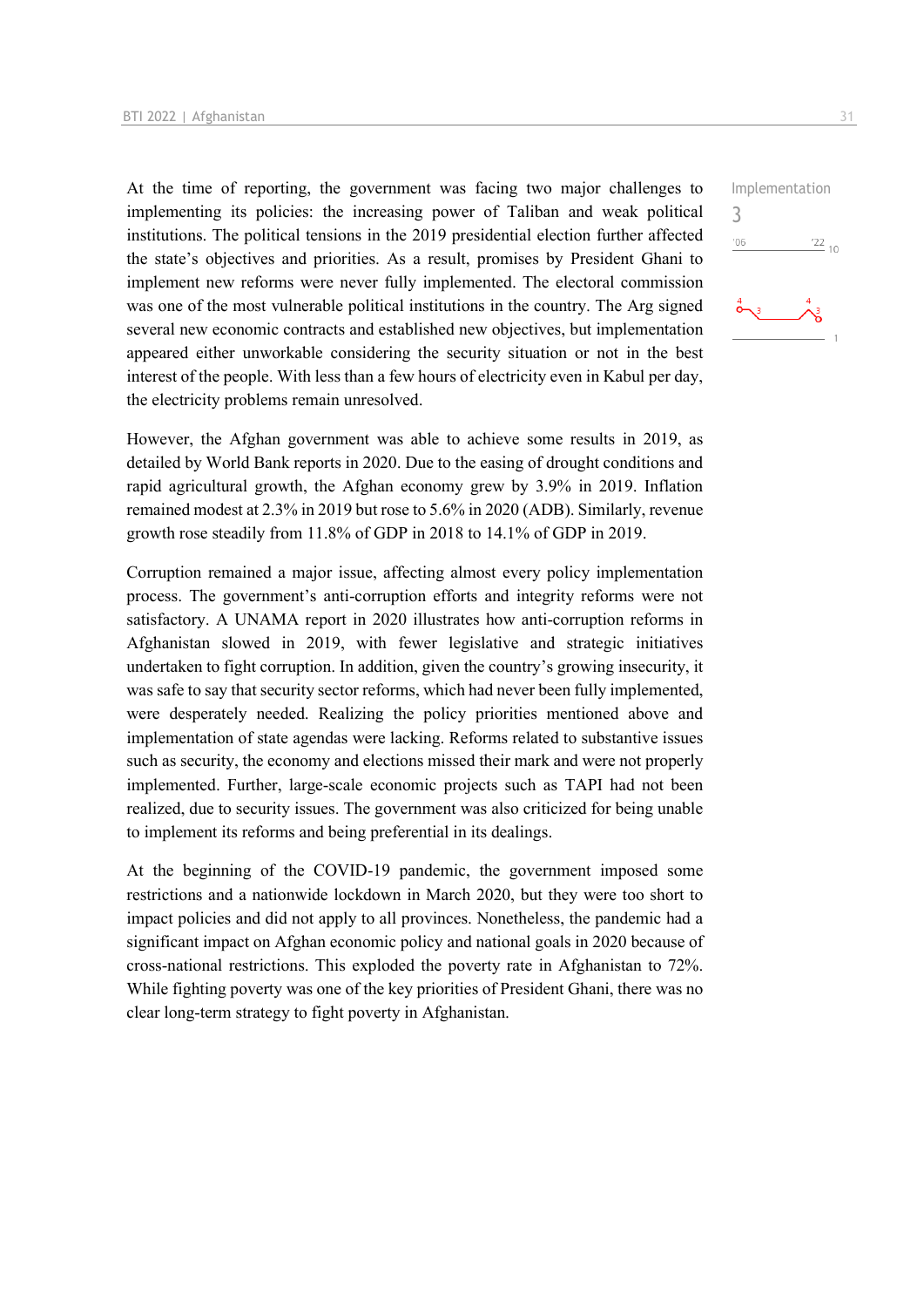At the time of reporting, the government was facing two major challenges to implementing its policies: the increasing power of Taliban and weak political institutions. The political tensions in the 2019 presidential election further affected the state's objectives and priorities. As a result, promises by President Ghani to implement new reforms were never fully implemented. The electoral commission was one of the most vulnerable political institutions in the country. The Arg signed several new economic contracts and established new objectives, but implementation appeared either unworkable considering the security situation or not in the best interest of the people. With less than a few hours of electricity even in Kabul per day, the electricity problems remain unresolved.

Implementation
3

However, the Afghan government was able to achieve some results in 2019, as detailed by World Bank reports in 2020. Due to the easing of drought conditions and rapid agricultural growth, the Afghan economy grew by 3.9% in 2019. Inflation remained modest at 2.3% in 2019 but rose to 5.6% in 2020 (ADB). Similarly, revenue growth rose steadily from 11.8% of GDP in 2018 to 14.1% of GDP in 2019.

Corruption remained a major issue, affecting almost every policy implementation process. The government's anti-corruption efforts and integrity reforms were not satisfactory. A UNAMA report in 2020 illustrates how anti-corruption reforms in Afghanistan slowed in 2019, with fewer legislative and strategic initiatives undertaken to fight corruption. In addition, given the country's growing insecurity, it was safe to say that security sector reforms, which had never been fully implemented, were desperately needed. Realizing the policy priorities mentioned above and implementation of state agendas were lacking. Reforms related to substantive issues such as security, the economy and elections missed their mark and were not properly implemented. Further, large-scale economic projects such as TAPI had not been realized, due to security issues. The government was also criticized for being unable to implement its reforms and being preferential in its dealings.

At the beginning of the COVID-19 pandemic, the government imposed some restrictions and a nationwide lockdown in March 2020, but they were too short to impact policies and did not apply to all provinces. Nonetheless, the pandemic had a significant impact on Afghan economic policy and national goals in 2020 because of cross-national restrictions. This exploded the poverty rate in Afghanistan to 72%. While fighting poverty was one of the key priorities of President Ghani, there was no clear long-term strategy to fight poverty in Afghanistan.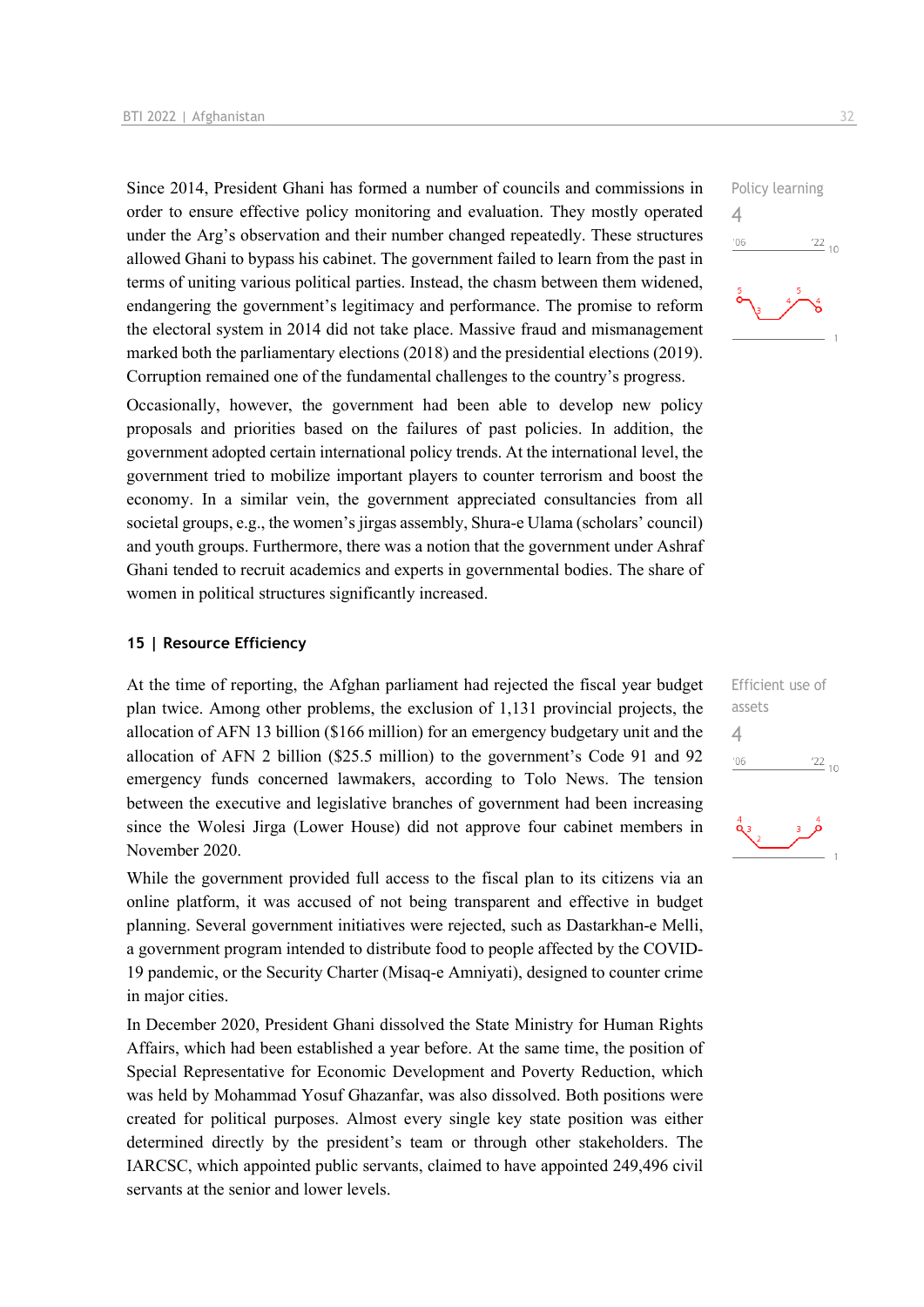Since 2014, President Ghani has formed a number of councils and commissions in order to ensure effective policy monitoring and evaluation. They mostly operated under the Arg's observation and their number changed repeatedly. These structures allowed Ghani to bypass his cabinet. The government failed to learn from the past in terms of uniting various political parties. Instead, the chasm between them widened, endangering the government's legitimacy and performance. The promise to reform the electoral system in 2014 did not take place. Massive fraud and mismanagement marked both the parliamentary elections (2018) and the presidential elections (2019). Corruption remained one of the fundamental challenges to the country's progress.

Policy learning
4

Occasionally, however, the government had been able to develop new policy proposals and priorities based on the failures of past policies. In addition, the government adopted certain international policy trends. At the international level, the government tried to mobilize important players to counter terrorism and boost the economy. In a similar vein, the government appreciated consultancies from all societal groups, e.g., the women's jirgas assembly, Shura-e Ulama (scholars' council) and youth groups. Furthermore, there was a notion that the government under Ashraf Ghani tended to recruit academics and experts in governmental bodies. The share of women in political structures significantly increased.

## 15 | Resource Efficiency

At the time of reporting, the Afghan parliament had rejected the fiscal year budget plan twice. Among other problems, the exclusion of 1,131 provincial projects, the allocation of AFN 13 billion ($166 million) for an emergency budgetary unit and the allocation of AFN 2 billion ($25.5 million) to the government's Code 91 and 92 emergency funds concerned lawmakers, according to Tolo News. The tension between the executive and legislative branches of government had been increasing since the Wolesi Jirga (Lower House) did not approve four cabinet members in November 2020.

Efficient use of assets
4

While the government provided full access to the fiscal plan to its citizens via an online platform, it was accused of not being transparent and effective in budget planning. Several government initiatives were rejected, such as Dastarkhan-e Melli, a government program intended to distribute food to people affected by the COVID-19 pandemic, or the Security Charter (Misaq-e Amniyati), designed to counter crime in major cities.

In December 2020, President Ghani dissolved the State Ministry for Human Rights Affairs, which had been established a year before. At the same time, the position of Special Representative for Economic Development and Poverty Reduction, which was held by Mohammad Yosuf Ghazanfar, was also dissolved. Both positions were created for political purposes. Almost every single key state position was either determined directly by the president's team or through other stakeholders. The IARCSC, which appointed public servants, claimed to have appointed 249,496 civil servants at the senior and lower levels.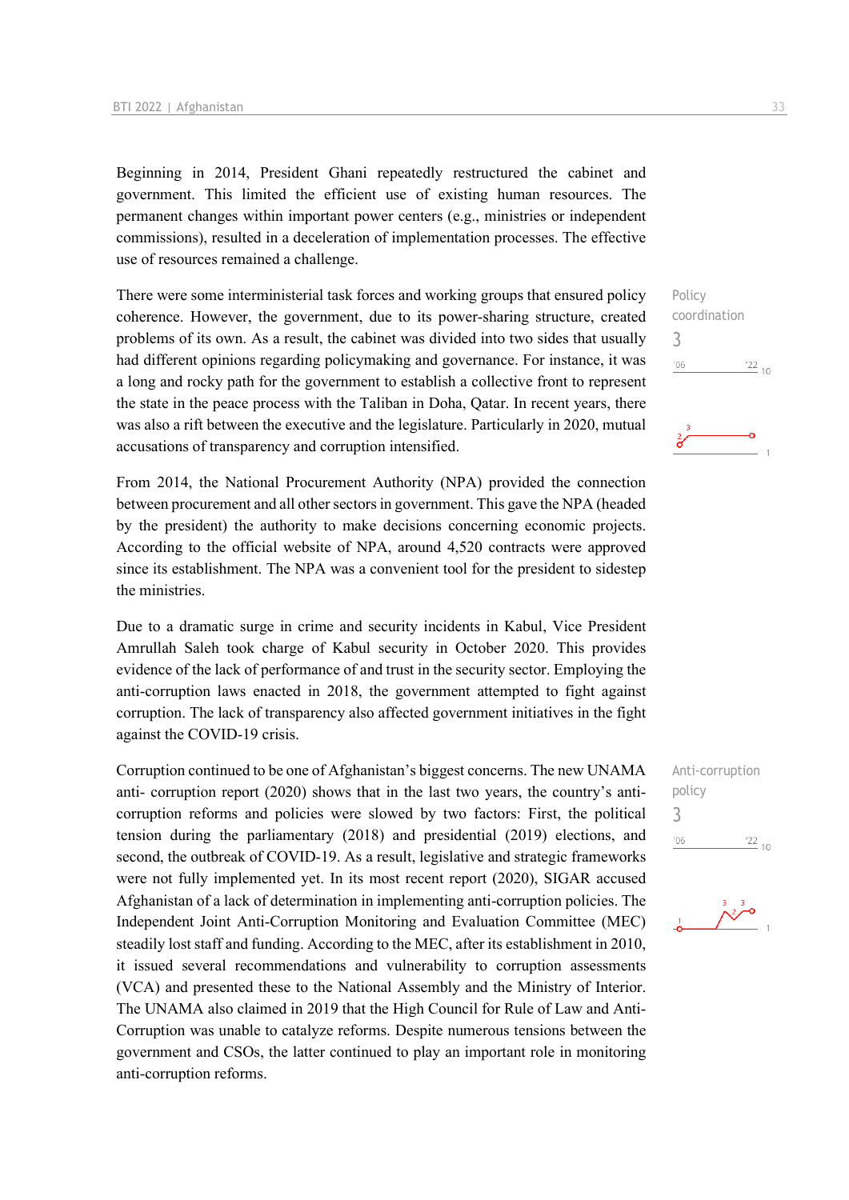Beginning in 2014, President Ghani repeatedly restructured the cabinet and government. This limited the efficient use of existing human resources. The permanent changes within important power centers (e.g., ministries or independent commissions), resulted in a deceleration of implementation processes. The effective use of resources remained a challenge.

Policy coordination
3

There were some interministerial task forces and working groups that ensured policy coherence. However, the government, due to its power-sharing structure, created problems of its own. As a result, the cabinet was divided into two sides that usually had different opinions regarding policymaking and governance. For instance, it was a long and rocky path for the government to establish a collective front to represent the state in the peace process with the Taliban in Doha, Qatar. In recent years, there was also a rift between the executive and the legislature. Particularly in 2020, mutual accusations of transparency and corruption intensified.

From 2014, the National Procurement Authority (NPA) provided the connection between procurement and all other sectors in government. This gave the NPA (headed by the president) the authority to make decisions concerning economic projects. According to the official website of NPA, around 4,520 contracts were approved since its establishment. The NPA was a convenient tool for the president to sidestep the ministries.

Due to a dramatic surge in crime and security incidents in Kabul, Vice President Amrullah Saleh took charge of Kabul security in October 2020. This provides evidence of the lack of performance of and trust in the security sector. Employing the anti-corruption laws enacted in 2018, the government attempted to fight against corruption. The lack of transparency also affected government initiatives in the fight against the COVID-19 crisis.

Anti-corruption policy
3

Corruption continued to be one of Afghanistan's biggest concerns. The new UNAMA anti- corruption report (2020) shows that in the last two years, the country's anti-corruption reforms and policies were slowed by two factors: First, the political tension during the parliamentary (2018) and presidential (2019) elections, and second, the outbreak of COVID-19. As a result, legislative and strategic frameworks were not fully implemented yet. In its most recent report (2020), SIGAR accused Afghanistan of a lack of determination in implementing anti-corruption policies. The Independent Joint Anti-Corruption Monitoring and Evaluation Committee (MEC) steadily lost staff and funding. According to the MEC, after its establishment in 2010, it issued several recommendations and vulnerability to corruption assessments (VCA) and presented these to the National Assembly and the Ministry of Interior. The UNAMA also claimed in 2019 that the High Council for Rule of Law and Anti-Corruption was unable to catalyze reforms. Despite numerous tensions between the government and CSOs, the latter continued to play an important role in monitoring anti-corruption reforms.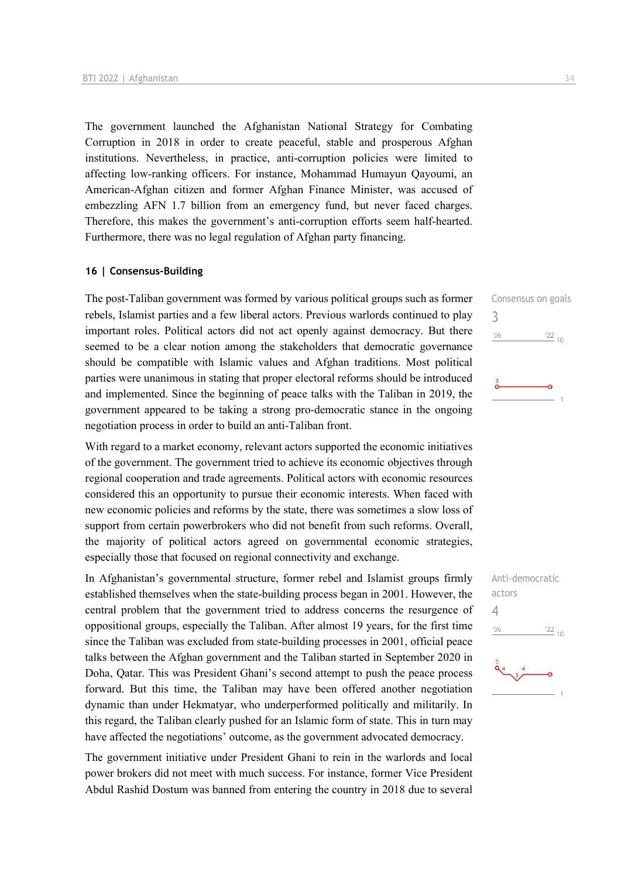The government launched the Afghanistan National Strategy for Combating Corruption in 2018 in order to create peaceful, stable and prosperous Afghan institutions. Nevertheless, in practice, anti-corruption policies were limited to affecting low-ranking officers. For instance, Mohammad Humayun Qayoumi, an American-Afghan citizen and former Afghan Finance Minister, was accused of embezzling AFN 1.7 billion from an emergency fund, but never faced charges. Therefore, this makes the government's anti-corruption efforts seem half-hearted. Furthermore, there was no legal regulation of Afghan party financing.

## 16 | Consensus-Building

Consensus on goals
3

The post-Taliban government was formed by various political groups such as former rebels, Islamist parties and a few liberal actors. Previous warlords continued to play important roles. Political actors did not act openly against democracy. But there seemed to be a clear notion among the stakeholders that democratic governance should be compatible with Islamic values and Afghan traditions. Most political parties were unanimous in stating that proper electoral reforms should be introduced and implemented. Since the beginning of peace talks with the Taliban in 2019, the government appeared to be taking a strong pro-democratic stance in the ongoing negotiation process in order to build an anti-Taliban front.

With regard to a market economy, relevant actors supported the economic initiatives of the government. The government tried to achieve its economic objectives through regional cooperation and trade agreements. Political actors with economic resources considered this an opportunity to pursue their economic interests. When faced with new economic policies and reforms by the state, there was sometimes a slow loss of support from certain powerbrokers who did not benefit from such reforms. Overall, the majority of political actors agreed on governmental economic strategies, especially those that focused on regional connectivity and exchange.

Anti-democratic actors
4

In Afghanistan's governmental structure, former rebel and Islamist groups firmly established themselves when the state-building process began in 2001. However, the central problem that the government tried to address concerns the resurgence of oppositional groups, especially the Taliban. After almost 19 years, for the first time since the Taliban was excluded from state-building processes in 2001, official peace talks between the Afghan government and the Taliban started in September 2020 in Doha, Qatar. This was President Ghani's second attempt to push the peace process forward. But this time, the Taliban may have been offered another negotiation dynamic than under Hekmatyar, who underperformed politically and militarily. In this regard, the Taliban clearly pushed for an Islamic form of state. This in turn may have affected the negotiations' outcome, as the government advocated democracy.

The government initiative under President Ghani to rein in the warlords and local power brokers did not meet with much success. For instance, former Vice President Abdul Rashid Dostum was banned from entering the country in 2018 due to several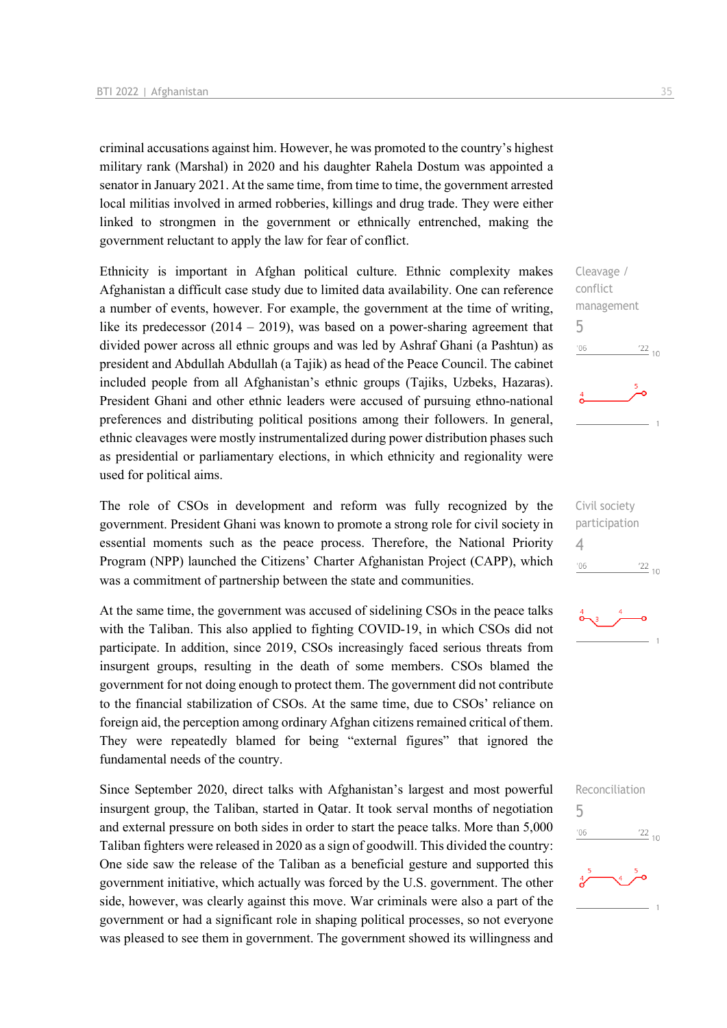criminal accusations against him. However, he was promoted to the country's highest military rank (Marshal) in 2020 and his daughter Rahela Dostum was appointed a senator in January 2021. At the same time, from time to time, the government arrested local militias involved in armed robberies, killings and drug trade. They were either linked to strongmen in the government or ethnically entrenched, making the government reluctant to apply the law for fear of conflict.

Cleavage / conflict management
5

Ethnicity is important in Afghan political culture. Ethnic complexity makes Afghanistan a difficult case study due to limited data availability. One can reference a number of events, however. For example, the government at the time of writing, like its predecessor (2014 – 2019), was based on a power-sharing agreement that divided power across all ethnic groups and was led by Ashraf Ghani (a Pashtun) as president and Abdullah Abdullah (a Tajik) as head of the Peace Council. The cabinet included people from all Afghanistan's ethnic groups (Tajiks, Uzbeks, Hazaras). President Ghani and other ethnic leaders were accused of pursuing ethno-national preferences and distributing political positions among their followers. In general, ethnic cleavages were mostly instrumentalized during power distribution phases such as presidential or parliamentary elections, in which ethnicity and regionality were used for political aims.

Civil society participation
4

The role of CSOs in development and reform was fully recognized by the government. President Ghani was known to promote a strong role for civil society in essential moments such as the peace process. Therefore, the National Priority Program (NPP) launched the Citizens' Charter Afghanistan Project (CAPP), which was a commitment of partnership between the state and communities.

At the same time, the government was accused of sidelining CSOs in the peace talks with the Taliban. This also applied to fighting COVID-19, in which CSOs did not participate. In addition, since 2019, CSOs increasingly faced serious threats from insurgent groups, resulting in the death of some members. CSOs blamed the government for not doing enough to protect them. The government did not contribute to the financial stabilization of CSOs. At the same time, due to CSOs' reliance on foreign aid, the perception among ordinary Afghan citizens remained critical of them. They were repeatedly blamed for being "external figures" that ignored the fundamental needs of the country.

Reconciliation
5

Since September 2020, direct talks with Afghanistan's largest and most powerful insurgent group, the Taliban, started in Qatar. It took serval months of negotiation and external pressure on both sides in order to start the peace talks. More than 5,000 Taliban fighters were released in 2020 as a sign of goodwill. This divided the country: One side saw the release of the Taliban as a beneficial gesture and supported this government initiative, which actually was forced by the U.S. government. The other side, however, was clearly against this move. War criminals were also a part of the government or had a significant role in shaping political processes, so not everyone was pleased to see them in government. The government showed its willingness and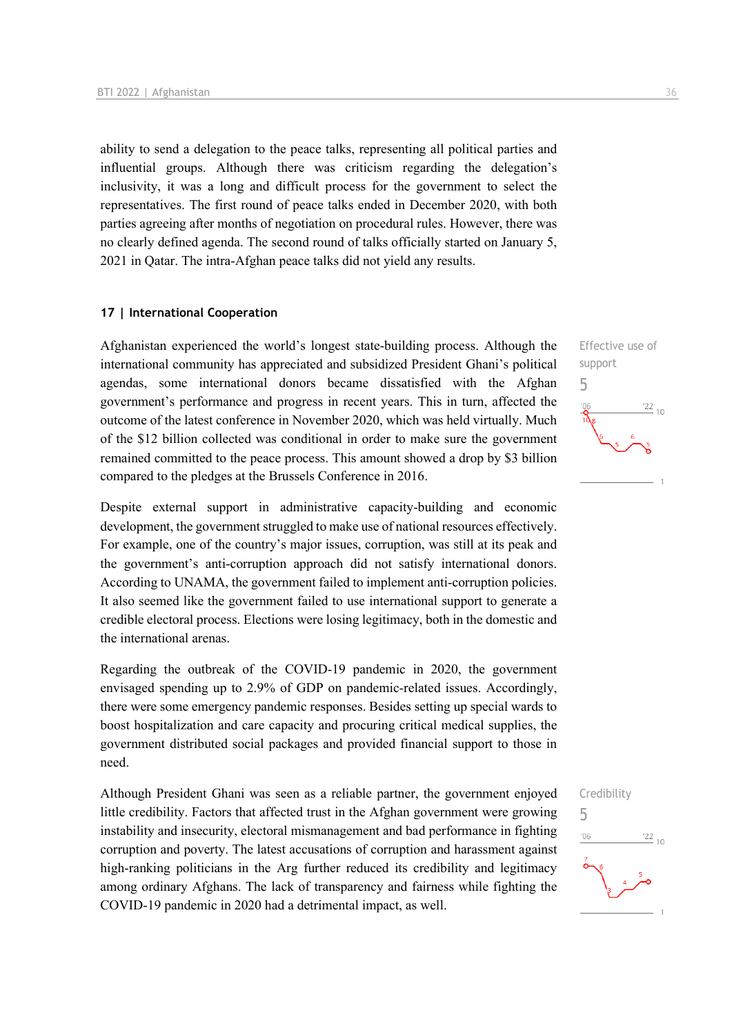ability to send a delegation to the peace talks, representing all political parties and influential groups. Although there was criticism regarding the delegation's inclusivity, it was a long and difficult process for the government to select the representatives. The first round of peace talks ended in December 2020, with both parties agreeing after months of negotiation on procedural rules. However, there was no clearly defined agenda. The second round of talks officially started on January 5, 2021 in Qatar. The intra-Afghan peace talks did not yield any results.

### 17 | International Cooperation

Effective use of support

5

Afghanistan experienced the world's longest state-building process. Although the international community has appreciated and subsidized President Ghani's political agendas, some international donors became dissatisfied with the Afghan government's performance and progress in recent years. This in turn, affected the outcome of the latest conference in November 2020, which was held virtually. Much of the $12 billion collected was conditional in order to make sure the government remained committed to the peace process. This amount showed a drop by $3 billion compared to the pledges at the Brussels Conference in 2016.

Despite external support in administrative capacity-building and economic development, the government struggled to make use of national resources effectively. For example, one of the country's major issues, corruption, was still at its peak and the government's anti-corruption approach did not satisfy international donors. According to UNAMA, the government failed to implement anti-corruption policies. It also seemed like the government failed to use international support to generate a credible electoral process. Elections were losing legitimacy, both in the domestic and the international arenas.

Regarding the outbreak of the COVID-19 pandemic in 2020, the government envisaged spending up to 2.9% of GDP on pandemic-related issues. Accordingly, there were some emergency pandemic responses. Besides setting up special wards to boost hospitalization and care capacity and procuring critical medical supplies, the government distributed social packages and provided financial support to those in need.

Credibility

5

Although President Ghani was seen as a reliable partner, the government enjoyed little credibility. Factors that affected trust in the Afghan government were growing instability and insecurity, electoral mismanagement and bad performance in fighting corruption and poverty. The latest accusations of corruption and harassment against high-ranking politicians in the Arg further reduced its credibility and legitimacy among ordinary Afghans. The lack of transparency and fairness while fighting the COVID-19 pandemic in 2020 had a detrimental impact, as well.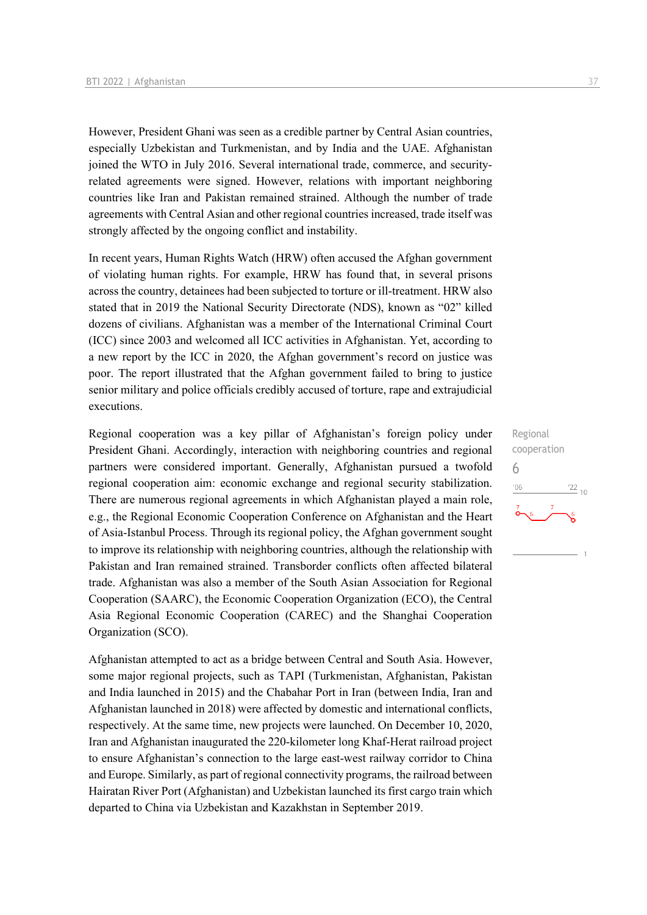However, President Ghani was seen as a credible partner by Central Asian countries, especially Uzbekistan and Turkmenistan, and by India and the UAE. Afghanistan joined the WTO in July 2016. Several international trade, commerce, and security-related agreements were signed. However, relations with important neighboring countries like Iran and Pakistan remained strained. Although the number of trade agreements with Central Asian and other regional countries increased, trade itself was strongly affected by the ongoing conflict and instability.

In recent years, Human Rights Watch (HRW) often accused the Afghan government of violating human rights. For example, HRW has found that, in several prisons across the country, detainees had been subjected to torture or ill-treatment. HRW also stated that in 2019 the National Security Directorate (NDS), known as "02" killed dozens of civilians. Afghanistan was a member of the International Criminal Court (ICC) since 2003 and welcomed all ICC activities in Afghanistan. Yet, according to a new report by the ICC in 2020, the Afghan government's record on justice was poor. The report illustrated that the Afghan government failed to bring to justice senior military and police officials credibly accused of torture, rape and extrajudicial executions.

Regional cooperation
6

Regional cooperation was a key pillar of Afghanistan's foreign policy under President Ghani. Accordingly, interaction with neighboring countries and regional partners were considered important. Generally, Afghanistan pursued a twofold regional cooperation aim: economic exchange and regional security stabilization. There are numerous regional agreements in which Afghanistan played a main role, e.g., the Regional Economic Cooperation Conference on Afghanistan and the Heart of Asia-Istanbul Process. Through its regional policy, the Afghan government sought to improve its relationship with neighboring countries, although the relationship with Pakistan and Iran remained strained. Transborder conflicts often affected bilateral trade. Afghanistan was also a member of the South Asian Association for Regional Cooperation (SAARC), the Economic Cooperation Organization (ECO), the Central Asia Regional Economic Cooperation (CAREC) and the Shanghai Cooperation Organization (SCO).

Afghanistan attempted to act as a bridge between Central and South Asia. However, some major regional projects, such as TAPI (Turkmenistan, Afghanistan, Pakistan and India launched in 2015) and the Chabahar Port in Iran (between India, Iran and Afghanistan launched in 2018) were affected by domestic and international conflicts, respectively. At the same time, new projects were launched. On December 10, 2020, Iran and Afghanistan inaugurated the 220-kilometer long Khaf-Herat railroad project to ensure Afghanistan's connection to the large east-west railway corridor to China and Europe. Similarly, as part of regional connectivity programs, the railroad between Hairatan River Port (Afghanistan) and Uzbekistan launched its first cargo train which departed to China via Uzbekistan and Kazakhstan in September 2019.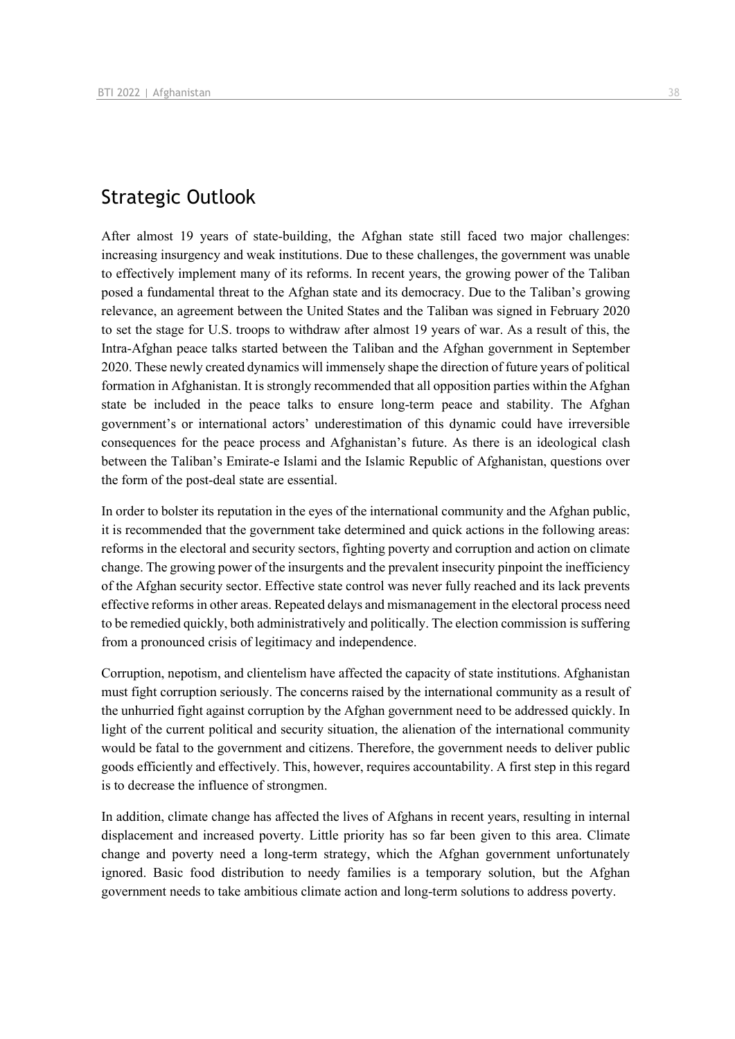## Strategic Outlook

After almost 19 years of state-building, the Afghan state still faced two major challenges: increasing insurgency and weak institutions. Due to these challenges, the government was unable to effectively implement many of its reforms. In recent years, the growing power of the Taliban posed a fundamental threat to the Afghan state and its democracy. Due to the Taliban's growing relevance, an agreement between the United States and the Taliban was signed in February 2020 to set the stage for U.S. troops to withdraw after almost 19 years of war. As a result of this, the Intra-Afghan peace talks started between the Taliban and the Afghan government in September 2020. These newly created dynamics will immensely shape the direction of future years of political formation in Afghanistan. It is strongly recommended that all opposition parties within the Afghan state be included in the peace talks to ensure long-term peace and stability. The Afghan government's or international actors' underestimation of this dynamic could have irreversible consequences for the peace process and Afghanistan's future. As there is an ideological clash between the Taliban's Emirate-e Islami and the Islamic Republic of Afghanistan, questions over the form of the post-deal state are essential.

In order to bolster its reputation in the eyes of the international community and the Afghan public, it is recommended that the government take determined and quick actions in the following areas: reforms in the electoral and security sectors, fighting poverty and corruption and action on climate change. The growing power of the insurgents and the prevalent insecurity pinpoint the inefficiency of the Afghan security sector. Effective state control was never fully reached and its lack prevents effective reforms in other areas. Repeated delays and mismanagement in the electoral process need to be remedied quickly, both administratively and politically. The election commission is suffering from a pronounced crisis of legitimacy and independence.

Corruption, nepotism, and clientelism have affected the capacity of state institutions. Afghanistan must fight corruption seriously. The concerns raised by the international community as a result of the unhurried fight against corruption by the Afghan government need to be addressed quickly. In light of the current political and security situation, the alienation of the international community would be fatal to the government and citizens. Therefore, the government needs to deliver public goods efficiently and effectively. This, however, requires accountability. A first step in this regard is to decrease the influence of strongmen.

In addition, climate change has affected the lives of Afghans in recent years, resulting in internal displacement and increased poverty. Little priority has so far been given to this area. Climate change and poverty need a long-term strategy, which the Afghan government unfortunately ignored. Basic food distribution to needy families is a temporary solution, but the Afghan government needs to take ambitious climate action and long-term solutions to address poverty.